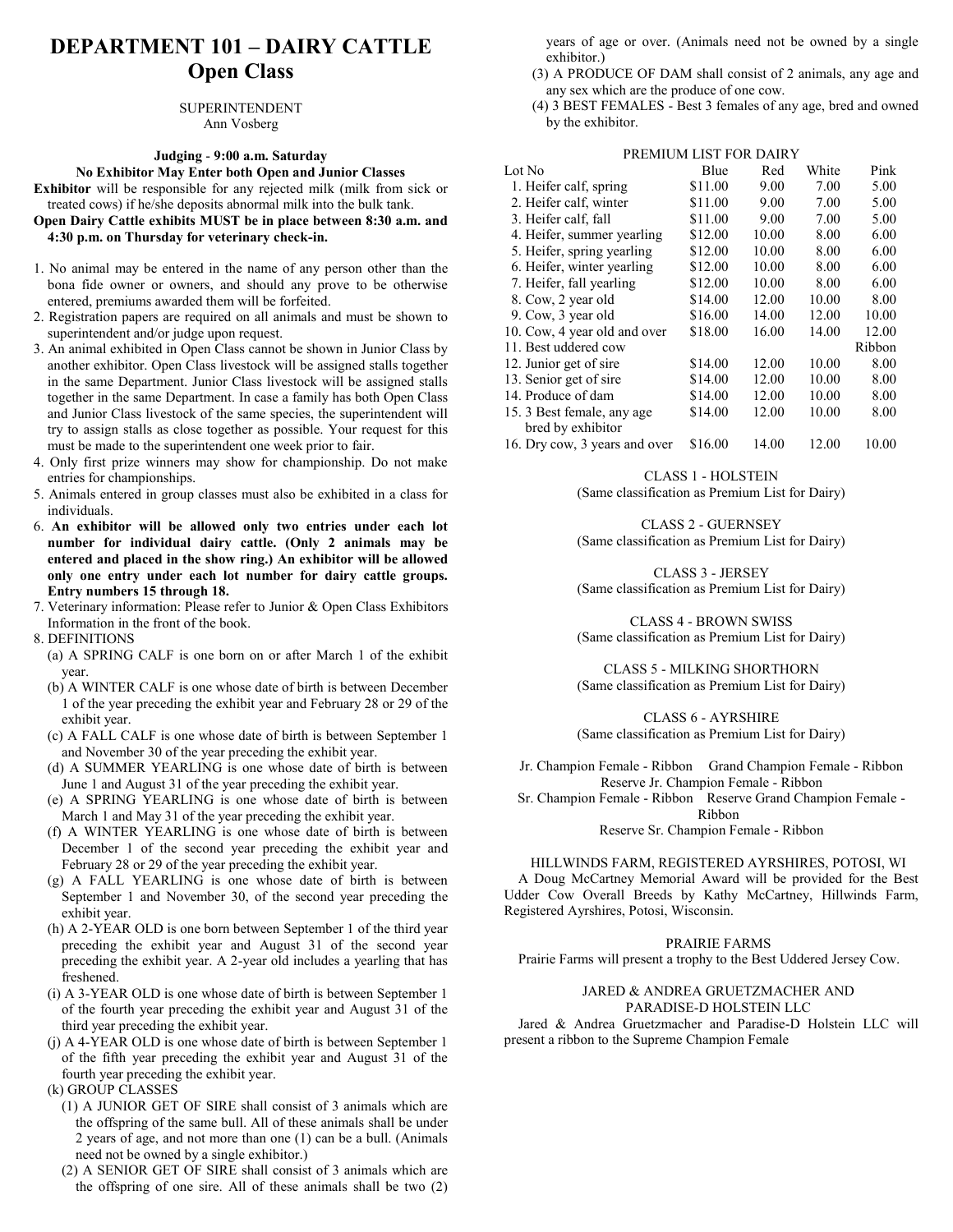# DEPARTMENT 101 – DAIRY CATTLE
## Open Class

SUPERINTENDENT
Ann Vosberg

**Judging - 9:00 a.m. Saturday**
**No Exhibitor May Enter both Open and Junior Classes**

**Exhibitor** will be responsible for any rejected milk (milk from sick or treated cows) if he/she deposits abnormal milk into the bulk tank.

**Open Dairy Cattle exhibits MUST be in place between 8:30 a.m. and 4:30 p.m. on Thursday for veterinary check-in.**

1. No animal may be entered in the name of any person other than the bona fide owner or owners, and should any prove to be otherwise entered, premiums awarded them will be forfeited.
2. Registration papers are required on all animals and must be shown to superintendent and/or judge upon request.
3. An animal exhibited in Open Class cannot be shown in Junior Class by another exhibitor. Open Class livestock will be assigned stalls together in the same Department. Junior Class livestock will be assigned stalls together in the same Department. In case a family has both Open Class and Junior Class livestock of the same species, the superintendent will try to assign stalls as close together as possible. Your request for this must be made to the superintendent one week prior to fair.
4. Only first prize winners may show for championship. Do not make entries for championships.
5. Animals entered in group classes must also be exhibited in a class for individuals.
6. **An exhibitor will be allowed only two entries under each lot number for individual dairy cattle. (Only 2 animals may be entered and placed in the show ring.) An exhibitor will be allowed only one entry under each lot number for dairy cattle groups. Entry numbers 15 through 18.**
7. Veterinary information: Please refer to Junior & Open Class Exhibitors Information in the front of the book.
8. DEFINITIONS
   - (a) A SPRING CALF is one born on or after March 1 of the exhibit year.
   - (b) A WINTER CALF is one whose date of birth is between December 1 of the year preceding the exhibit year and February 28 or 29 of the exhibit year.
   - (c) A FALL CALF is one whose date of birth is between September 1 and November 30 of the year preceding the exhibit year.
   - (d) A SUMMER YEARLING is one whose date of birth is between June 1 and August 31 of the year preceding the exhibit year.
   - (e) A SPRING YEARLING is one whose date of birth is between March 1 and May 31 of the year preceding the exhibit year.
   - (f) A WINTER YEARLING is one whose date of birth is between December 1 of the second year preceding the exhibit year and February 28 or 29 of the year preceding the exhibit year.
   - (g) A FALL YEARLING is one whose date of birth is between September 1 and November 30, of the second year preceding the exhibit year.
   - (h) A 2-YEAR OLD is one born between September 1 of the third year preceding the exhibit year and August 31 of the second year preceding the exhibit year. A 2-year old includes a yearling that has freshened.
   - (i) A 3-YEAR OLD is one whose date of birth is between September 1 of the fourth year preceding the exhibit year and August 31 of the third year preceding the exhibit year.
   - (j) A 4-YEAR OLD is one whose date of birth is between September 1 of the fifth year preceding the exhibit year and August 31 of the fourth year preceding the exhibit year.
   - (k) GROUP CLASSES
     - (1) A JUNIOR GET OF SIRE shall consist of 3 animals which are the offspring of the same bull. All of these animals shall be under 2 years of age, and not more than one (1) can be a bull. (Animals need not be owned by a single exhibitor.)
     - (2) A SENIOR GET OF SIRE shall consist of 3 animals which are the offspring of one sire. All of these animals shall be two (2) years of age or over. (Animals need not be owned by a single exhibitor.)
     - (3) A PRODUCE OF DAM shall consist of 2 animals, any age and any sex which are the produce of one cow.
     - (4) 3 BEST FEMALES - Best 3 females of any age, bred and owned by the exhibitor.

PREMIUM LIST FOR DAIRY

| Lot No | Blue | Red | White | Pink |
|---|---|---|---|---|
| 1. Heifer calf, spring | $11.00 | 9.00 | 7.00 | 5.00 |
| 2. Heifer calf, winter | $11.00 | 9.00 | 7.00 | 5.00 |
| 3. Heifer calf, fall | $11.00 | 9.00 | 7.00 | 5.00 |
| 4. Heifer, summer yearling | $12.00 | 10.00 | 8.00 | 6.00 |
| 5. Heifer, spring yearling | $12.00 | 10.00 | 8.00 | 6.00 |
| 6. Heifer, winter yearling | $12.00 | 10.00 | 8.00 | 6.00 |
| 7. Heifer, fall yearling | $12.00 | 10.00 | 8.00 | 6.00 |
| 8. Cow, 2 year old | $14.00 | 12.00 | 10.00 | 8.00 |
| 9. Cow, 3 year old | $16.00 | 14.00 | 12.00 | 10.00 |
| 10. Cow, 4 year old and over | $18.00 | 16.00 | 14.00 | 12.00 |
| 11. Best uddered cow | | | | Ribbon |
| 12. Junior get of sire | $14.00 | 12.00 | 10.00 | 8.00 |
| 13. Senior get of sire | $14.00 | 12.00 | 10.00 | 8.00 |
| 14. Produce of dam | $14.00 | 12.00 | 10.00 | 8.00 |
| 15. 3 Best female, any age bred by exhibitor | $14.00 | 12.00 | 10.00 | 8.00 |
| 16. Dry cow, 3 years and over | $16.00 | 14.00 | 12.00 | 10.00 |

CLASS 1 - HOLSTEIN
(Same classification as Premium List for Dairy)

CLASS 2 - GUERNSEY
(Same classification as Premium List for Dairy)

CLASS 3 - JERSEY
(Same classification as Premium List for Dairy)

CLASS 4 - BROWN SWISS
(Same classification as Premium List for Dairy)

CLASS 5 - MILKING SHORTHORN
(Same classification as Premium List for Dairy)

CLASS 6 - AYRSHIRE
(Same classification as Premium List for Dairy)

Jr. Champion Female - Ribbon
Reserve Jr. Champion Female - Ribbon
Sr. Champion Female - Ribbon
Reserve Sr. Champion Female - Ribbon
Grand Champion Female - Ribbon
Reserve Grand Champion Female - Ribbon

HILLWINDS FARM, REGISTERED AYRSHIRES, POTOSI, WI

A Doug McCartney Memorial Award will be provided for the Best Udder Cow Overall Breeds by Kathy McCartney, Hillwinds Farm, Registered Ayrshires, Potosi, Wisconsin.

PRAIRIE FARMS

Prairie Farms will present a trophy to the Best Uddered Jersey Cow.

JARED & ANDREA GRUETZMACHER AND PARADISE-D HOLSTEIN LLC

Jared & Andrea Gruetzmacher and Paradise-D Holstein LLC will present a ribbon to the Supreme Champion Female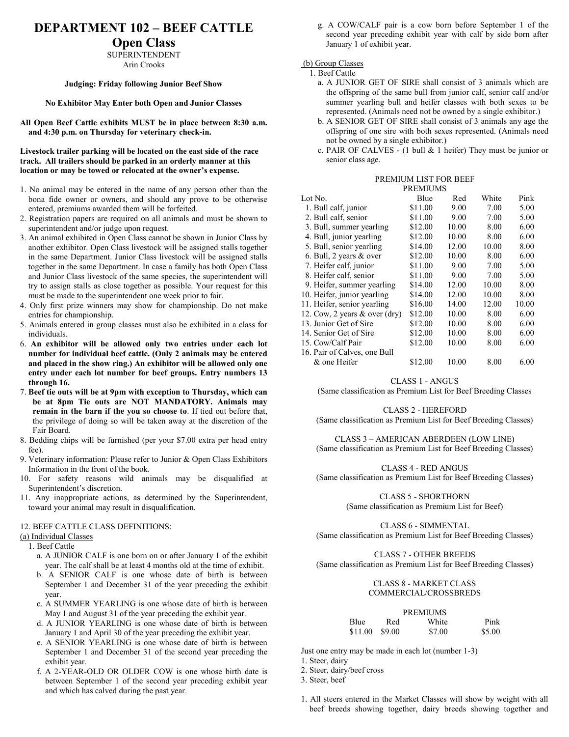# DEPARTMENT 102 – BEEF CATTLE

## Open Class

SUPERINTENDENT
Arin Crooks

**Judging: Friday following Junior Beef Show**

**No Exhibitor May Enter both Open and Junior Classes**

**All Open Beef Cattle exhibits MUST be in place between 8:30 a.m. and 4:30 p.m. on Thursday for veterinary check-in.**

**Livestock trailer parking will be located on the east side of the race track. All trailers should be parked in an orderly manner at this location or may be towed or relocated at the owner's expense.**

1. No animal may be entered in the name of any person other than the bona fide owner or owners, and should any prove to be otherwise entered, premiums awarded them will be forfeited.
2. Registration papers are required on all animals and must be shown to superintendent and/or judge upon request.
3. An animal exhibited in Open Class cannot be shown in Junior Class by another exhibitor. Open Class livestock will be assigned stalls together in the same Department. Junior Class livestock will be assigned stalls together in the same Department. In case a family has both Open Class and Junior Class livestock of the same species, the superintendent will try to assign stalls as close together as possible. Your request for this must be made to the superintendent one week prior to fair.
4. Only first prize winners may show for championship. Do not make entries for championship.
5. Animals entered in group classes must also be exhibited in a class for individuals.
6. **An exhibitor will be allowed only two entries under each lot number for individual beef cattle. (Only 2 animals may be entered and placed in the show ring.) An exhibitor will be allowed only one entry under each lot number for beef groups. Entry numbers 13 through 16.**
7. **Beef tie outs will be at 9pm with exception to Thursday, which can be at 8pm Tie outs are NOT MANDATORY. Animals may remain in the barn if the you so choose to**. If tied out before that, the privilege of doing so will be taken away at the discretion of the Fair Board.
8. Bedding chips will be furnished (per your $7.00 extra per head entry fee).
9. Veterinary information: Please refer to Junior & Open Class Exhibitors Information in the front of the book.
10. For safety reasons wild animals may be disqualified at Superintendent's discretion.
11. Any inappropriate actions, as determined by the Superintendent, toward your animal may result in disqualification.

12. BEEF CATTLE CLASS DEFINITIONS:

(a) Individual Classes

1. Beef Cattle
   a. A JUNIOR CALF is one born on or after January 1 of the exhibit year. The calf shall be at least 4 months old at the time of exhibit.
   b. A SENIOR CALF is one whose date of birth is between September 1 and December 31 of the year preceding the exhibit year.
   c. A SUMMER YEARLING is one whose date of birth is between May 1 and August 31 of the year preceding the exhibit year.
   d. A JUNIOR YEARLING is one whose date of birth is between January 1 and April 30 of the year preceding the exhibit year.
   e. A SENIOR YEARLING is one whose date of birth is between September 1 and December 31 of the second year preceding the exhibit year.
   f. A 2-YEAR-OLD OR OLDER COW is one whose birth date is between September 1 of the second year preceding exhibit year and which has calved during the past year.
   g. A COW/CALF pair is a cow born before September 1 of the second year preceding exhibit year with calf by side born after January 1 of exhibit year.

(b) Group Classes

1. Beef Cattle
   a. A JUNIOR GET OF SIRE shall consist of 3 animals which are the offspring of the same bull from junior calf, senior calf and/or summer yearling bull and heifer classes with both sexes to be represented. (Animals need not be owned by a single exhibitor.)
   b. A SENIOR GET OF SIRE shall consist of 3 animals any age the offspring of one sire with both sexes represented. (Animals need not be owned by a single exhibitor.)
   c. PAIR OF CALVES - (1 bull & 1 heifer) They must be junior or senior class age.

PREMIUM LIST FOR BEEF

PREMIUMS

| Lot No. | Blue | Red | White | Pink |
|---|---|---|---|---|
| 1. Bull calf, junior | $11.00 | 9.00 | 7.00 | 5.00 |
| 2. Bull calf, senior | $11.00 | 9.00 | 7.00 | 5.00 |
| 3. Bull, summer yearling | $12.00 | 10.00 | 8.00 | 6.00 |
| 4. Bull, junior yearling | $12.00 | 10.00 | 8.00 | 6.00 |
| 5. Bull, senior yearling | $14.00 | 12.00 | 10.00 | 8.00 |
| 6. Bull, 2 years & over | $12.00 | 10.00 | 8.00 | 6.00 |
| 7. Heifer calf, junior | $11.00 | 9.00 | 7.00 | 5.00 |
| 8. Heifer calf, senior | $11.00 | 9.00 | 7.00 | 5.00 |
| 9. Heifer, summer yearling | $14.00 | 12.00 | 10.00 | 8.00 |
| 10. Heifer, junior yearling | $14.00 | 12.00 | 10.00 | 8.00 |
| 11. Heifer, senior yearling | $16.00 | 14.00 | 12.00 | 10.00 |
| 12. Cow, 2 years & over (dry) | $12.00 | 10.00 | 8.00 | 6.00 |
| 13. Junior Get of Sire | $12.00 | 10.00 | 8.00 | 6.00 |
| 14. Senior Get of Sire | $12.00 | 10.00 | 8.00 | 6.00 |
| 15. Cow/Calf Pair | $12.00 | 10.00 | 8.00 | 6.00 |
| 16. Pair of Calves, one Bull & one Heifer | $12.00 | 10.00 | 8.00 | 6.00 |

CLASS 1 - ANGUS
(Same classification as Premium List for Beef Breeding Classes

CLASS 2 - HEREFORD
(Same classification as Premium List for Beef Breeding Classes)

CLASS 3 – AMERICAN ABERDEEN (LOW LINE)
(Same classification as Premium List for Beef Breeding Classes)

CLASS 4 - RED ANGUS
(Same classification as Premium List for Beef Breeding Classes)

CLASS 5 - SHORTHORN
(Same classification as Premium List for Beef)

CLASS 6 - SIMMENTAL
(Same classification as Premium List for Beef Breeding Classes)

CLASS 7 - OTHER BREEDS
(Same classification as Premium List for Beef Breeding Classes)

CLASS 8 - MARKET CLASS
COMMERCIAL/CROSSBREDS

PREMIUMS

| Blue | Red | White | Pink |
|---|---|---|---|
| $11.00 | $9.00 | $7.00 | $5.00 |

Just one entry may be made in each lot (number 1-3)

1. Steer, dairy
2. Steer, dairy/beef cross
3. Steer, beef

1. All steers entered in the Market Classes will show by weight with all beef breeds showing together, dairy breeds showing together and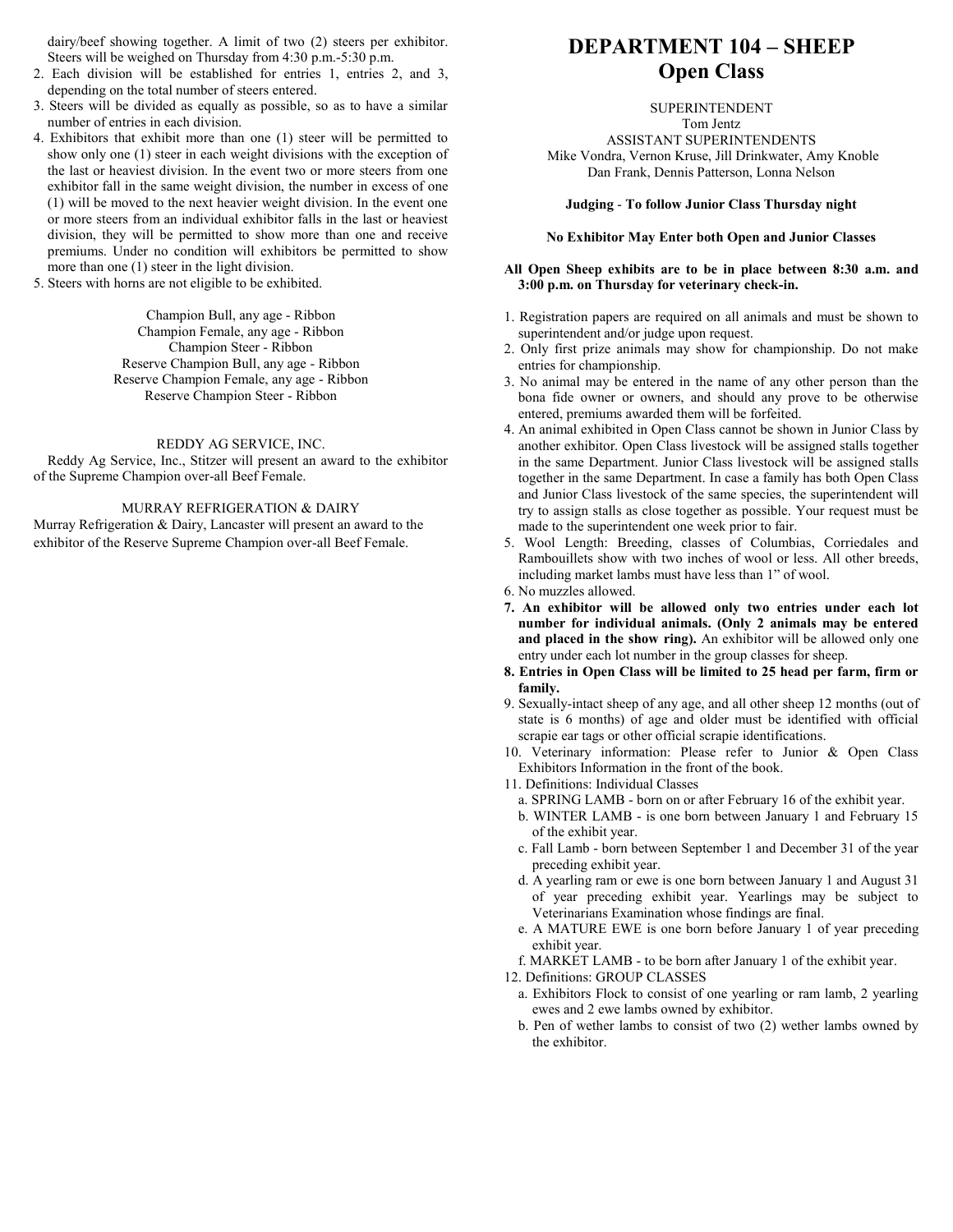dairy/beef showing together. A limit of two (2) steers per exhibitor. Steers will be weighed on Thursday from 4:30 p.m.-5:30 p.m.

2. Each division will be established for entries 1, entries 2, and 3, depending on the total number of steers entered.
3. Steers will be divided as equally as possible, so as to have a similar number of entries in each division.
4. Exhibitors that exhibit more than one (1) steer will be permitted to show only one (1) steer in each weight divisions with the exception of the last or heaviest division. In the event two or more steers from one exhibitor fall in the same weight division, the number in excess of one (1) will be moved to the next heavier weight division. In the event one or more steers from an individual exhibitor falls in the last or heaviest division, they will be permitted to show more than one and receive premiums. Under no condition will exhibitors be permitted to show more than one (1) steer in the light division.
5. Steers with horns are not eligible to be exhibited.

Champion Bull, any age - Ribbon
Champion Female, any age - Ribbon
Champion Steer - Ribbon
Reserve Champion Bull, any age - Ribbon
Reserve Champion Female, any age - Ribbon
Reserve Champion Steer - Ribbon

REDDY AG SERVICE, INC.

Reddy Ag Service, Inc., Stitzer will present an award to the exhibitor of the Supreme Champion over-all Beef Female.

MURRAY REFRIGERATION & DAIRY

Murray Refrigeration & Dairy, Lancaster will present an award to the exhibitor of the Reserve Supreme Champion over-all Beef Female.

# DEPARTMENT 104 – SHEEP
## Open Class

SUPERINTENDENT
Tom Jentz
ASSISTANT SUPERINTENDENTS
Mike Vondra, Vernon Kruse, Jill Drinkwater, Amy Knoble
Dan Frank, Dennis Patterson, Lonna Nelson

**Judging - To follow Junior Class Thursday night**

**No Exhibitor May Enter both Open and Junior Classes**

**All Open Sheep exhibits are to be in place between 8:30 a.m. and 3:00 p.m. on Thursday for veterinary check-in.**

1. Registration papers are required on all animals and must be shown to superintendent and/or judge upon request.
2. Only first prize animals may show for championship. Do not make entries for championship.
3. No animal may be entered in the name of any other person than the bona fide owner or owners, and should any prove to be otherwise entered, premiums awarded them will be forfeited.
4. An animal exhibited in Open Class cannot be shown in Junior Class by another exhibitor. Open Class livestock will be assigned stalls together in the same Department. Junior Class livestock will be assigned stalls together in the same Department. In case a family has both Open Class and Junior Class livestock of the same species, the superintendent will try to assign stalls as close together as possible. Your request must be made to the superintendent one week prior to fair.
5. Wool Length: Breeding, classes of Columbias, Corriedales and Rambouillets show with two inches of wool or less. All other breeds, including market lambs must have less than 1" of wool.
6. No muzzles allowed.
7. **An exhibitor will be allowed only two entries under each lot number for individual animals. (Only 2 animals may be entered and placed in the show ring).** An exhibitor will be allowed only one entry under each lot number in the group classes for sheep.
8. **Entries in Open Class will be limited to 25 head per farm, firm or family.**
9. Sexually-intact sheep of any age, and all other sheep 12 months (out of state is 6 months) of age and older must be identified with official scrapie ear tags or other official scrapie identifications.
10. Veterinary information: Please refer to Junior & Open Class Exhibitors Information in the front of the book.
11. Definitions: Individual Classes
    a. SPRING LAMB - born on or after February 16 of the exhibit year.
    b. WINTER LAMB - is one born between January 1 and February 15 of the exhibit year.
    c. Fall Lamb - born between September 1 and December 31 of the year preceding exhibit year.
    d. A yearling ram or ewe is one born between January 1 and August 31 of year preceding exhibit year. Yearlings may be subject to Veterinarians Examination whose findings are final.
    e. A MATURE EWE is one born before January 1 of year preceding exhibit year.
    f. MARKET LAMB - to be born after January 1 of the exhibit year.
12. Definitions: GROUP CLASSES
    a. Exhibitors Flock to consist of one yearling or ram lamb, 2 yearling ewes and 2 ewe lambs owned by exhibitor.
    b. Pen of wether lambs to consist of two (2) wether lambs owned by the exhibitor.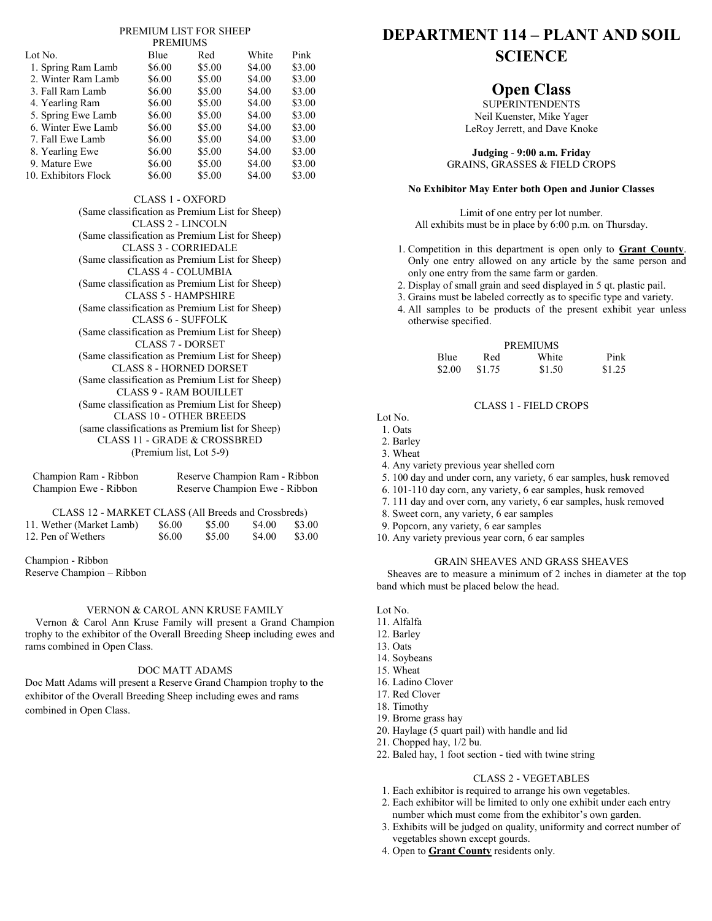PREMIUM LIST FOR SHEEP

PREMIUMS

| Lot No. | Blue | Red | White | Pink |
|---|---|---|---|---|
| 1. Spring Ram Lamb | $6.00 | $5.00 | $4.00 | $3.00 |
| 2. Winter Ram Lamb | $6.00 | $5.00 | $4.00 | $3.00 |
| 3. Fall Ram Lamb | $6.00 | $5.00 | $4.00 | $3.00 |
| 4. Yearling Ram | $6.00 | $5.00 | $4.00 | $3.00 |
| 5. Spring Ewe Lamb | $6.00 | $5.00 | $4.00 | $3.00 |
| 6. Winter Ewe Lamb | $6.00 | $5.00 | $4.00 | $3.00 |
| 7. Fall Ewe Lamb | $6.00 | $5.00 | $4.00 | $3.00 |
| 8. Yearling Ewe | $6.00 | $5.00 | $4.00 | $3.00 |
| 9. Mature Ewe | $6.00 | $5.00 | $4.00 | $3.00 |
| 10. Exhibitors Flock | $6.00 | $5.00 | $4.00 | $3.00 |

CLASS 1 - OXFORD
(Same classification as Premium List for Sheep)

CLASS 2 - LINCOLN
(Same classification as Premium List for Sheep)

CLASS 3 - CORRIEDALE
(Same classification as Premium List for Sheep)

CLASS 4 - COLUMBIA
(Same classification as Premium List for Sheep)

CLASS 5 - HAMPSHIRE
(Same classification as Premium List for Sheep)

CLASS 6 - SUFFOLK
(Same classification as Premium List for Sheep)

CLASS 7 - DORSET
(Same classification as Premium List for Sheep)

CLASS 8 - HORNED DORSET
(Same classification as Premium List for Sheep)

CLASS 9 - RAM BOUILLET
(Same classification as Premium List for Sheep)

CLASS 10 - OTHER BREEDS
(same classifications as Premium list for Sheep)

CLASS 11 - GRADE & CROSSBRED
(Premium list, Lot 5-9)

| | |
|---|---|
| Champion Ram - Ribbon | Reserve Champion Ram - Ribbon |
| Champion Ewe - Ribbon | Reserve Champion Ewe - Ribbon |

CLASS 12 - MARKET CLASS (All Breeds and Crossbreds)

| | | | | |
|---|---|---|---|---|
| 11. Wether (Market Lamb) | $6.00 | $5.00 | $4.00 | $3.00 |
| 12. Pen of Wethers | $6.00 | $5.00 | $4.00 | $3.00 |

Champion - Ribbon
Reserve Champion – Ribbon

VERNON & CAROL ANN KRUSE FAMILY

Vernon & Carol Ann Kruse Family will present a Grand Champion trophy to the exhibitor of the Overall Breeding Sheep including ewes and rams combined in Open Class.

DOC MATT ADAMS

Doc Matt Adams will present a Reserve Grand Champion trophy to the exhibitor of the Overall Breeding Sheep including ewes and rams combined in Open Class.

# DEPARTMENT 114 – PLANT AND SOIL SCIENCE

## Open Class

SUPERINTENDENTS
Neil Kuenster, Mike Yager
LeRoy Jerrett, and Dave Knoke

**Judging - 9:00 a.m. Friday**
GRAINS, GRASSES & FIELD CROPS

**No Exhibitor May Enter both Open and Junior Classes**

Limit of one entry per lot number.
All exhibits must be in place by 6:00 p.m. on Thursday.

1. Competition in this department is open only to **Grant County**. Only one entry allowed on any article by the same person and only one entry from the same farm or garden.
2. Display of small grain and seed displayed in 5 qt. plastic pail.
3. Grains must be labeled correctly as to specific type and variety.
4. All samples to be products of the present exhibit year unless otherwise specified.

PREMIUMS

| Blue | Red | White | Pink |
|---|---|---|---|
| $2.00 | $1.75 | $1.50 | $1.25 |

CLASS 1 - FIELD CROPS

Lot No.
1. Oats
2. Barley
3. Wheat
4. Any variety previous year shelled corn
5. 100 day and under corn, any variety, 6 ear samples, husk removed
6. 101-110 day corn, any variety, 6 ear samples, husk removed
7. 111 day and over corn, any variety, 6 ear samples, husk removed
8. Sweet corn, any variety, 6 ear samples
9. Popcorn, any variety, 6 ear samples
10. Any variety previous year corn, 6 ear samples

GRAIN SHEAVES AND GRASS SHEAVES

Sheaves are to measure a minimum of 2 inches in diameter at the top band which must be placed below the head.

Lot No.
11. Alfalfa
12. Barley
13. Oats
14. Soybeans
15. Wheat
16. Ladino Clover
17. Red Clover
18. Timothy
19. Brome grass hay
20. Haylage (5 quart pail) with handle and lid
21. Chopped hay, 1/2 bu.
22. Baled hay, 1 foot section - tied with twine string

CLASS 2 - VEGETABLES

1. Each exhibitor is required to arrange his own vegetables.
2. Each exhibitor will be limited to only one exhibit under each entry number which must come from the exhibitor's own garden.
3. Exhibits will be judged on quality, uniformity and correct number of vegetables shown except gourds.
4. Open to **Grant County** residents only.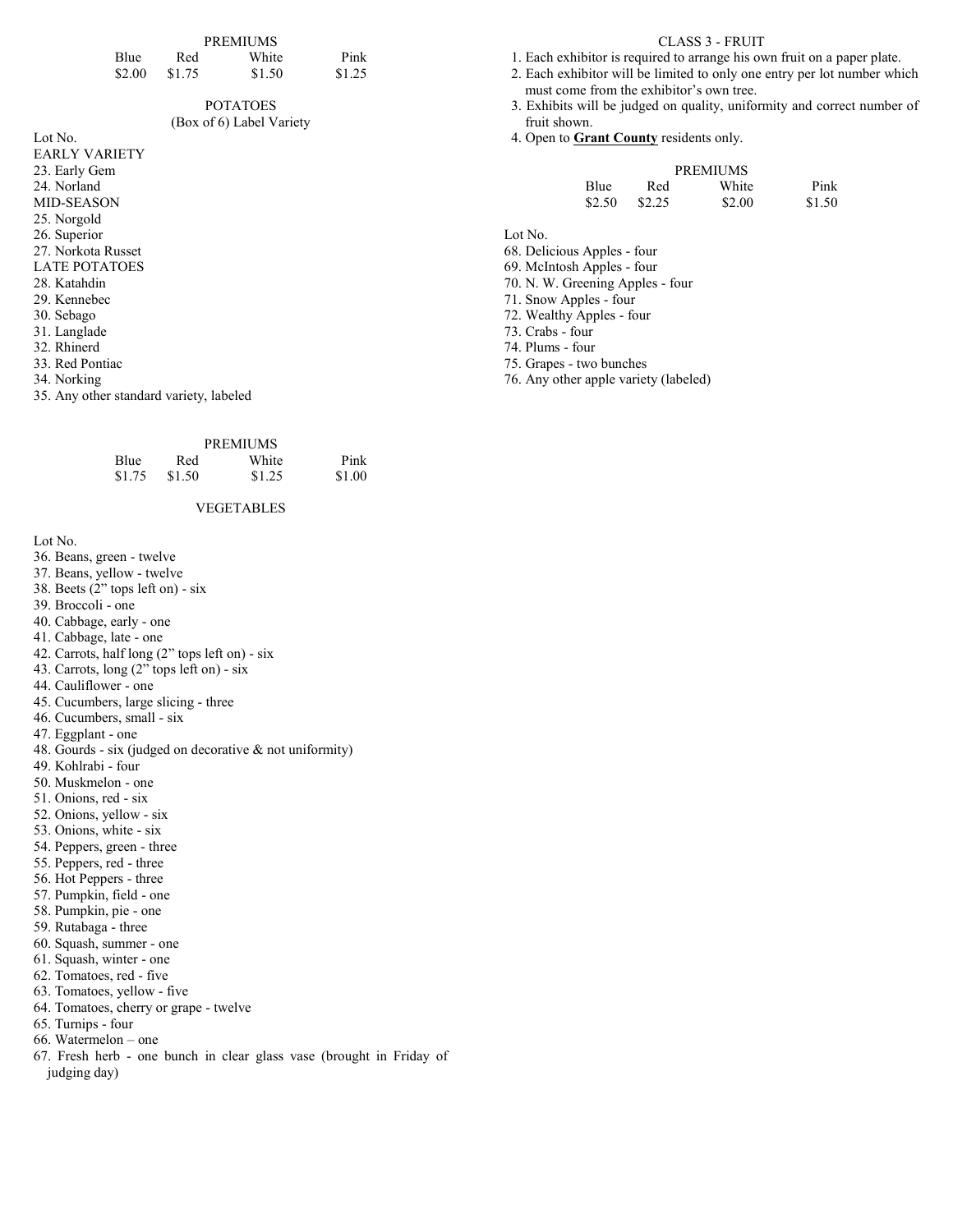PREMIUMS

| Blue | Red | White | Pink |
|---|---|---|---|
| $2.00 | $1.75 | $1.50 | $1.25 |

POTATOES
(Box of 6) Label Variety

Lot No.

EARLY VARIETY

23. Early Gem
24. Norland

MID-SEASON

25. Norgold
26. Superior
27. Norkota Russet

LATE POTATOES

28. Katahdin
29. Kennebec
30. Sebago
31. Langlade
32. Rhinerd
33. Red Pontiac
34. Norking
35. Any other standard variety, labeled

PREMIUMS

| Blue | Red | White | Pink |
|---|---|---|---|
| $1.75 | $1.50 | $1.25 | $1.00 |

VEGETABLES

Lot No.

36. Beans, green - twelve
37. Beans, yellow - twelve
38. Beets (2" tops left on) - six
39. Broccoli - one
40. Cabbage, early - one
41. Cabbage, late - one
42. Carrots, half long (2" tops left on) - six
43. Carrots, long (2" tops left on) - six
44. Cauliflower - one
45. Cucumbers, large slicing - three
46. Cucumbers, small - six
47. Eggplant - one
48. Gourds - six (judged on decorative & not uniformity)
49. Kohlrabi - four
50. Muskmelon - one
51. Onions, red - six
52. Onions, yellow - six
53. Onions, white - six
54. Peppers, green - three
55. Peppers, red - three
56. Hot Peppers - three
57. Pumpkin, field - one
58. Pumpkin, pie - one
59. Rutabaga - three
60. Squash, summer - one
61. Squash, winter - one
62. Tomatoes, red - five
63. Tomatoes, yellow - five
64. Tomatoes, cherry or grape - twelve
65. Turnips - four
66. Watermelon – one
67. Fresh herb - one bunch in clear glass vase (brought in Friday of judging day)

CLASS 3 - FRUIT

1. Each exhibitor is required to arrange his own fruit on a paper plate.
2. Each exhibitor will be limited to only one entry per lot number which must come from the exhibitor's own tree.
3. Exhibits will be judged on quality, uniformity and correct number of fruit shown.
4. Open to **Grant County** residents only.

PREMIUMS

| Blue | Red | White | Pink |
|---|---|---|---|
| $2.50 | $2.25 | $2.00 | $1.50 |

Lot No.

68. Delicious Apples - four
69. McIntosh Apples - four
70. N. W. Greening Apples - four
71. Snow Apples - four
72. Wealthy Apples - four
73. Crabs - four
74. Plums - four
75. Grapes - two bunches
76. Any other apple variety (labeled)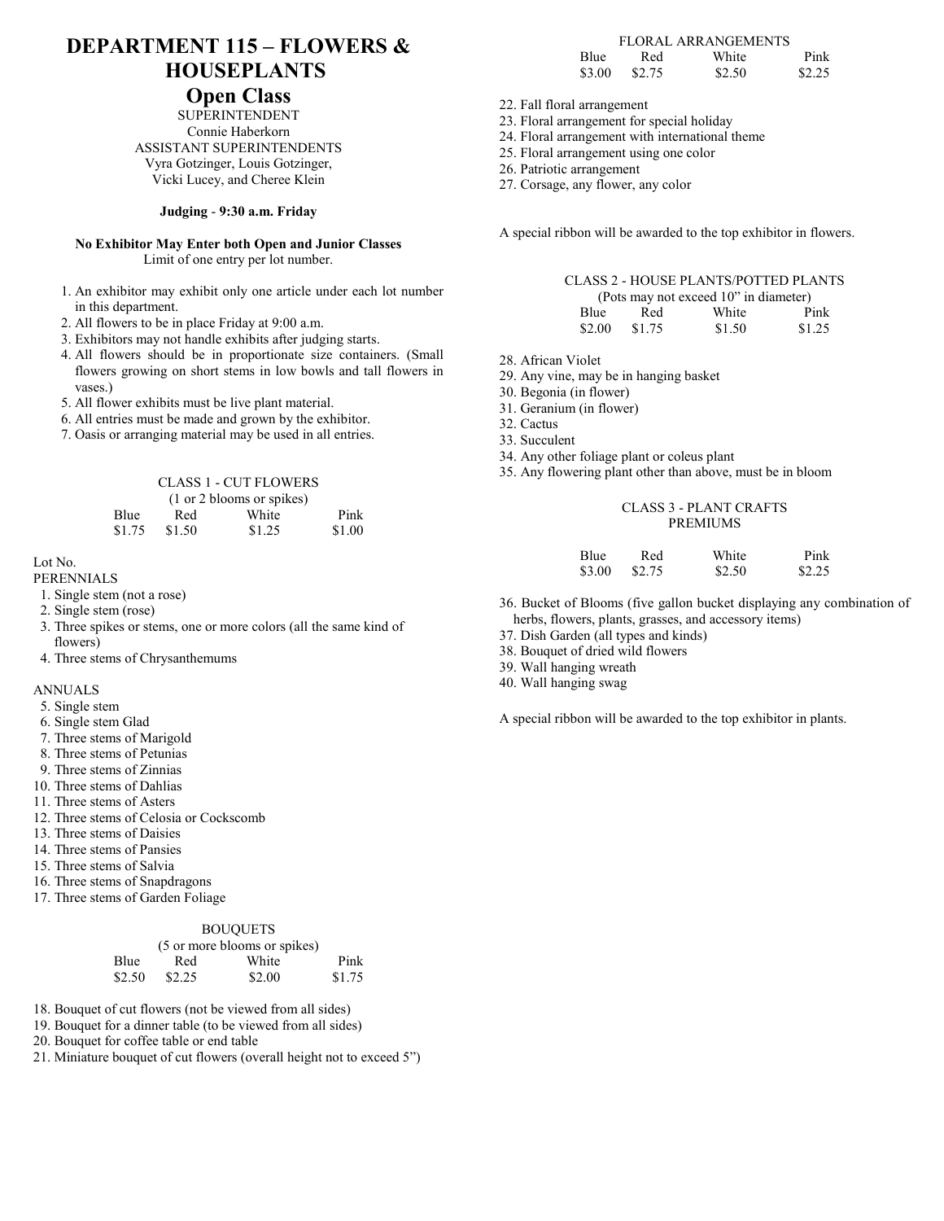# DEPARTMENT 115 – FLOWERS & HOUSEPLANTS

## Open Class

SUPERINTENDENT
Connie Haberkorn
ASSISTANT SUPERINTENDENTS
Vyra Gotzinger, Louis Gotzinger,
Vicki Lucey, and Cheree Klein

**Judging - 9:30 a.m. Friday**

**No Exhibitor May Enter both Open and Junior Classes**
Limit of one entry per lot number.

1. An exhibitor may exhibit only one article under each lot number in this department.
2. All flowers to be in place Friday at 9:00 a.m.
3. Exhibitors may not handle exhibits after judging starts.
4. All flowers should be in proportionate size containers. (Small flowers growing on short stems in low bowls and tall flowers in vases.)
5. All flower exhibits must be live plant material.
6. All entries must be made and grown by the exhibitor.
7. Oasis or arranging material may be used in all entries.

### CLASS 1 - CUT FLOWERS

(1 or 2 blooms or spikes)

| Blue | Red | White | Pink |
|---|---|---|---|
| $1.75 | $1.50 | $1.25 | $1.00 |

Lot No.

PERENNIALS

1. Single stem (not a rose)
2. Single stem (rose)
3. Three spikes or stems, one or more colors (all the same kind of flowers)
4. Three stems of Chrysanthemums

ANNUALS

5. Single stem
6. Single stem Glad
7. Three stems of Marigold
8. Three stems of Petunias
9. Three stems of Zinnias
10. Three stems of Dahlias
11. Three stems of Asters
12. Three stems of Celosia or Cockscomb
13. Three stems of Daisies
14. Three stems of Pansies
15. Three stems of Salvia
16. Three stems of Snapdragons
17. Three stems of Garden Foliage

BOUQUETS

(5 or more blooms or spikes)

| Blue | Red | White | Pink |
|---|---|---|---|
| $2.50 | $2.25 | $2.00 | $1.75 |

18. Bouquet of cut flowers (not be viewed from all sides)
19. Bouquet for a dinner table (to be viewed from all sides)
20. Bouquet for coffee table or end table
21. Miniature bouquet of cut flowers (overall height not to exceed 5")

FLORAL ARRANGEMENTS

| Blue | Red | White | Pink |
|---|---|---|---|
| $3.00 | $2.75 | $2.50 | $2.25 |

22. Fall floral arrangement
23. Floral arrangement for special holiday
24. Floral arrangement with international theme
25. Floral arrangement using one color
26. Patriotic arrangement
27. Corsage, any flower, any color

A special ribbon will be awarded to the top exhibitor in flowers.

### CLASS 2 - HOUSE PLANTS/POTTED PLANTS

(Pots may not exceed 10" in diameter)

| Blue | Red | White | Pink |
|---|---|---|---|
| $2.00 | $1.75 | $1.50 | $1.25 |

28. African Violet
29. Any vine, may be in hanging basket
30. Begonia (in flower)
31. Geranium (in flower)
32. Cactus
33. Succulent
34. Any other foliage plant or coleus plant
35. Any flowering plant other than above, must be in bloom

### CLASS 3 - PLANT CRAFTS

PREMIUMS

| Blue | Red | White | Pink |
|---|---|---|---|
| $3.00 | $2.75 | $2.50 | $2.25 |

36. Bucket of Blooms (five gallon bucket displaying any combination of herbs, flowers, plants, grasses, and accessory items)
37. Dish Garden (all types and kinds)
38. Bouquet of dried wild flowers
39. Wall hanging wreath
40. Wall hanging swag

A special ribbon will be awarded to the top exhibitor in plants.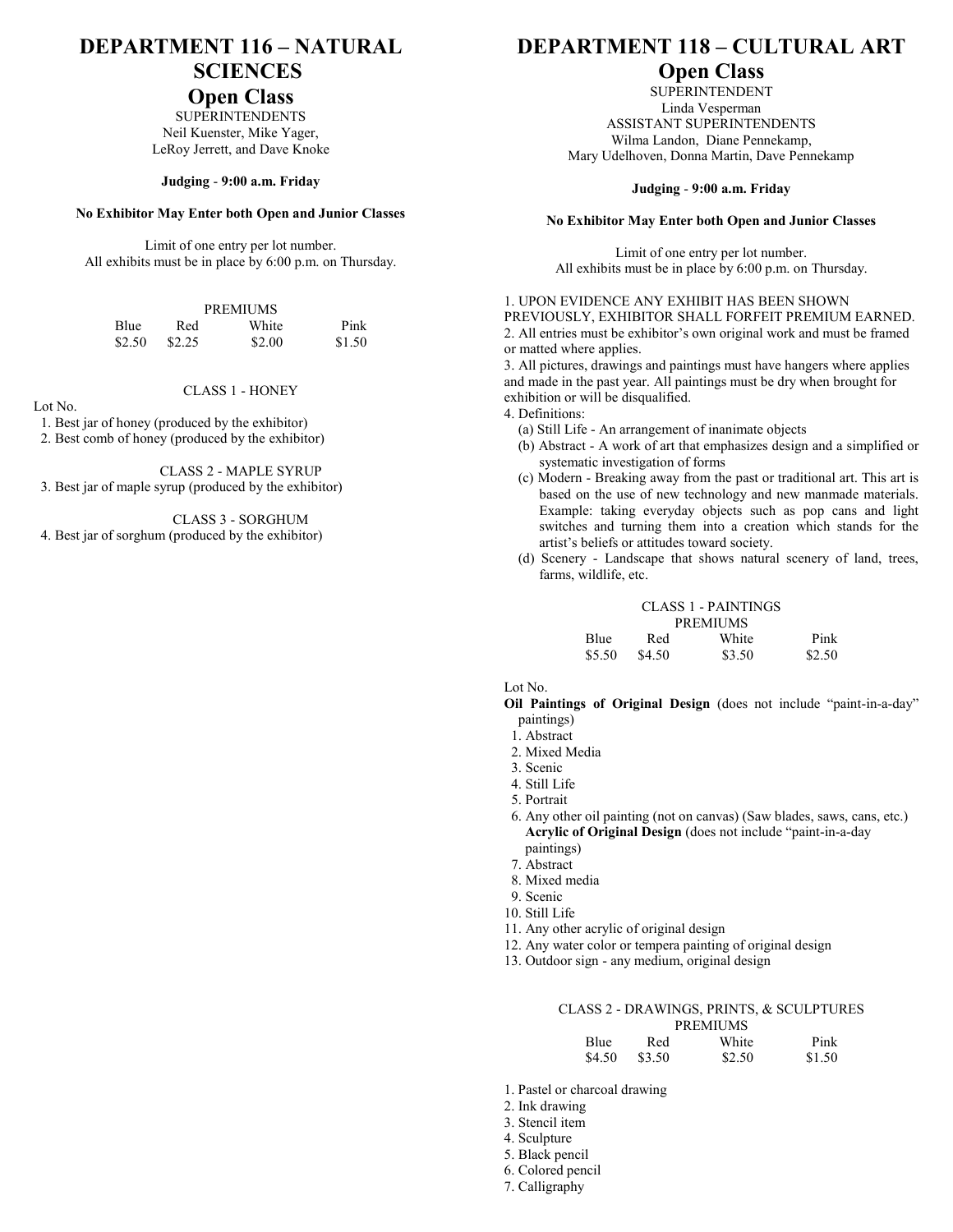# DEPARTMENT 116 – NATURAL SCIENCES

## Open Class

SUPERINTENDENTS
Neil Kuenster, Mike Yager,
LeRoy Jerrett, and Dave Knoke

**Judging - 9:00 a.m. Friday**

**No Exhibitor May Enter both Open and Junior Classes**

Limit of one entry per lot number.
All exhibits must be in place by 6:00 p.m. on Thursday.

PREMIUMS

| Blue | Red | White | Pink |
|---|---|---|---|
| $2.50 | $2.25 | $2.00 | $1.50 |

CLASS 1 - HONEY

Lot No.

1. Best jar of honey (produced by the exhibitor)
2. Best comb of honey (produced by the exhibitor)

CLASS 2 - MAPLE SYRUP

3. Best jar of maple syrup (produced by the exhibitor)

CLASS 3 - SORGHUM

4. Best jar of sorghum (produced by the exhibitor)

# DEPARTMENT 118 – CULTURAL ART

## Open Class

SUPERINTENDENT
Linda Vesperman
ASSISTANT SUPERINTENDENTS
Wilma Landon, Diane Pennekamp,
Mary Udelhoven, Donna Martin, Dave Pennekamp

**Judging - 9:00 a.m. Friday**

**No Exhibitor May Enter both Open and Junior Classes**

Limit of one entry per lot number.
All exhibits must be in place by 6:00 p.m. on Thursday.

1. UPON EVIDENCE ANY EXHIBIT HAS BEEN SHOWN PREVIOUSLY, EXHIBITOR SHALL FORFEIT PREMIUM EARNED.
2. All entries must be exhibitor's own original work and must be framed or matted where applies.
3. All pictures, drawings and paintings must have hangers where applies and made in the past year. All paintings must be dry when brought for exhibition or will be disqualified.
4. Definitions:
   (a) Still Life - An arrangement of inanimate objects
   (b) Abstract - A work of art that emphasizes design and a simplified or systematic investigation of forms
   (c) Modern - Breaking away from the past or traditional art. This art is based on the use of new technology and new manmade materials. Example: taking everyday objects such as pop cans and light switches and turning them into a creation which stands for the artist's beliefs or attitudes toward society.
   (d) Scenery - Landscape that shows natural scenery of land, trees, farms, wildlife, etc.

CLASS 1 - PAINTINGS

PREMIUMS

| Blue | Red | White | Pink |
|---|---|---|---|
| $5.50 | $4.50 | $3.50 | $2.50 |

Lot No.

**Oil Paintings of Original Design** (does not include "paint-in-a-day" paintings)

1. Abstract
2. Mixed Media
3. Scenic
4. Still Life
5. Portrait
6. Any other oil painting (not on canvas) (Saw blades, saws, cans, etc.)

**Acrylic of Original Design** (does not include "paint-in-a-day paintings)

7. Abstract
8. Mixed media
9. Scenic
10. Still Life
11. Any other acrylic of original design
12. Any water color or tempera painting of original design
13. Outdoor sign - any medium, original design

CLASS 2 - DRAWINGS, PRINTS, & SCULPTURES

PREMIUMS

| Blue | Red | White | Pink |
|---|---|---|---|
| $4.50 | $3.50 | $2.50 | $1.50 |

1. Pastel or charcoal drawing
2. Ink drawing
3. Stencil item
4. Sculpture
5. Black pencil
6. Colored pencil
7. Calligraphy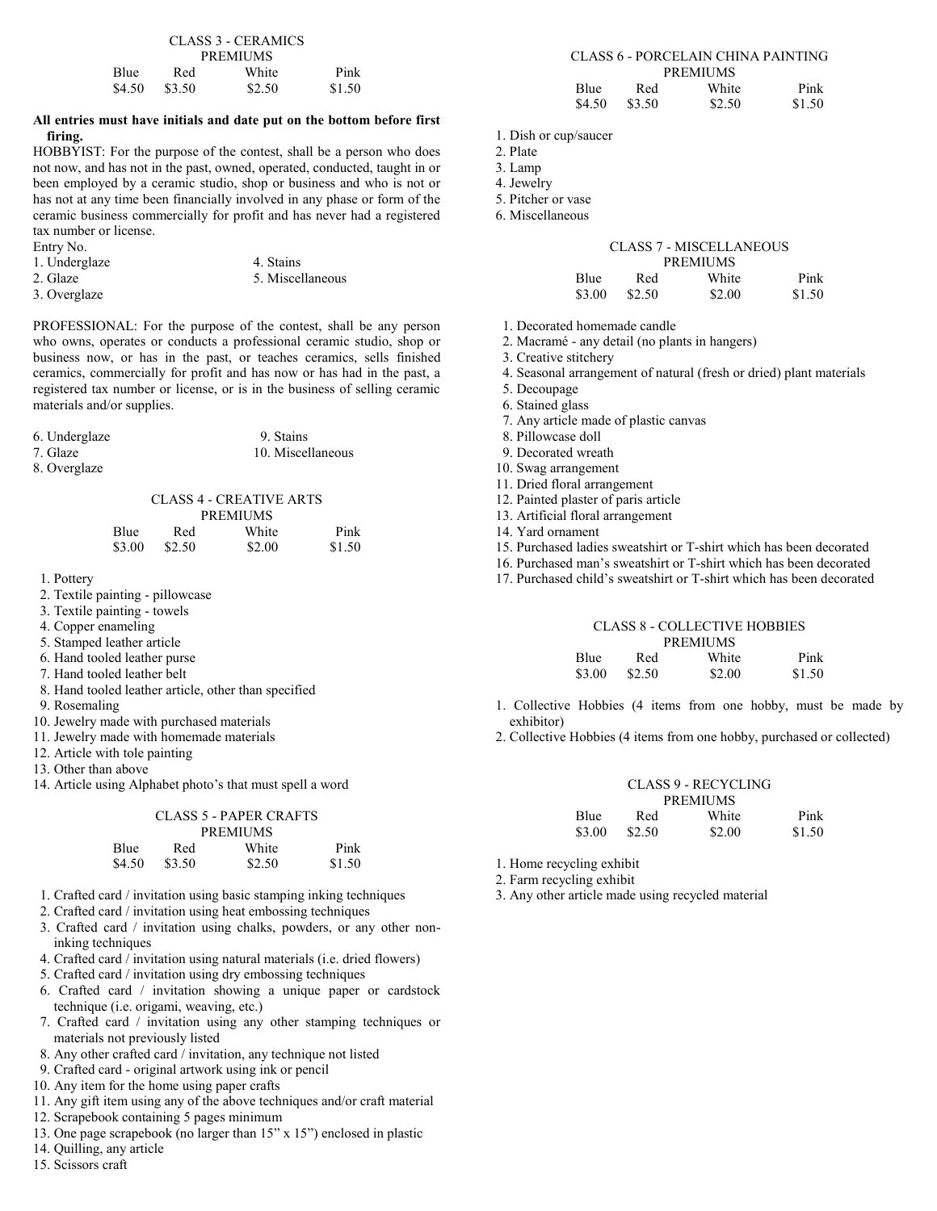### CLASS 3 - CERAMICS

PREMIUMS

| Blue | Red | White | Pink |
|---|---|---|---|
| $4.50 | $3.50 | $2.50 | $1.50 |

**All entries must have initials and date put on the bottom before first firing.**

HOBBYIST: For the purpose of the contest, shall be a person who does not now, and has not in the past, owned, operated, conducted, taught in or been employed by a ceramic studio, shop or business and who is not or has not at any time been financially involved in any phase or form of the ceramic business commercially for profit and has never had a registered tax number or license.

Entry No.

1. Underglaze
2. Glaze
3. Overglaze
4. Stains
5. Miscellaneous

PROFESSIONAL: For the purpose of the contest, shall be any person who owns, operates or conducts a professional ceramic studio, shop or business now, or has in the past, or teaches ceramics, sells finished ceramics, commercially for profit and has now or has had in the past, a registered tax number or license, or is in the business of selling ceramic materials and/or supplies.

6. Underglaze
7. Glaze
8. Overglaze
9. Stains
10. Miscellaneous

### CLASS 4 - CREATIVE ARTS

PREMIUMS

| Blue | Red | White | Pink |
|---|---|---|---|
| $3.00 | $2.50 | $2.00 | $1.50 |

1. Pottery
2. Textile painting - pillowcase
3. Textile painting - towels
4. Copper enameling
5. Stamped leather article
6. Hand tooled leather purse
7. Hand tooled leather belt
8. Hand tooled leather article, other than specified
9. Rosemaling
10. Jewelry made with purchased materials
11. Jewelry made with homemade materials
12. Article with tole painting
13. Other than above
14. Article using Alphabet photo's that must spell a word

### CLASS 5 - PAPER CRAFTS

PREMIUMS

| Blue | Red | White | Pink |
|---|---|---|---|
| $4.50 | $3.50 | $2.50 | $1.50 |

1. Crafted card / invitation using basic stamping inking techniques
2. Crafted card / invitation using heat embossing techniques
3. Crafted card / invitation using chalks, powders, or any other non-inking techniques
4. Crafted card / invitation using natural materials (i.e. dried flowers)
5. Crafted card / invitation using dry embossing techniques
6. Crafted card / invitation showing a unique paper or cardstock technique (i.e. origami, weaving, etc.)
7. Crafted card / invitation using any other stamping techniques or materials not previously listed
8. Any other crafted card / invitation, any technique not listed
9. Crafted card - original artwork using ink or pencil
10. Any item for the home using paper crafts
11. Any gift item using any of the above techniques and/or craft material
12. Scrapebook containing 5 pages minimum
13. One page scrapebook (no larger than 15" x 15") enclosed in plastic
14. Quilling, any article
15. Scissors craft

### CLASS 6 - PORCELAIN CHINA PAINTING

PREMIUMS

| Blue | Red | White | Pink |
|---|---|---|---|
| $4.50 | $3.50 | $2.50 | $1.50 |

1. Dish or cup/saucer
2. Plate
3. Lamp
4. Jewelry
5. Pitcher or vase
6. Miscellaneous

### CLASS 7 - MISCELLANEOUS

PREMIUMS

| Blue | Red | White | Pink |
|---|---|---|---|
| $3.00 | $2.50 | $2.00 | $1.50 |

1. Decorated homemade candle
2. Macramé - any detail (no plants in hangers)
3. Creative stitchery
4. Seasonal arrangement of natural (fresh or dried) plant materials
5. Decoupage
6. Stained glass
7. Any article made of plastic canvas
8. Pillowcase doll
9. Decorated wreath
10. Swag arrangement
11. Dried floral arrangement
12. Painted plaster of paris article
13. Artificial floral arrangement
14. Yard ornament
15. Purchased ladies sweatshirt or T-shirt which has been decorated
16. Purchased man's sweatshirt or T-shirt which has been decorated
17. Purchased child's sweatshirt or T-shirt which has been decorated

### CLASS 8 - COLLECTIVE HOBBIES

PREMIUMS

| Blue | Red | White | Pink |
|---|---|---|---|
| $3.00 | $2.50 | $2.00 | $1.50 |

1. Collective Hobbies (4 items from one hobby, must be made by exhibitor)
2. Collective Hobbies (4 items from one hobby, purchased or collected)

### CLASS 9 - RECYCLING

PREMIUMS

| Blue | Red | White | Pink |
|---|---|---|---|
| $3.00 | $2.50 | $2.00 | $1.50 |

1. Home recycling exhibit
2. Farm recycling exhibit
3. Any other article made using recycled material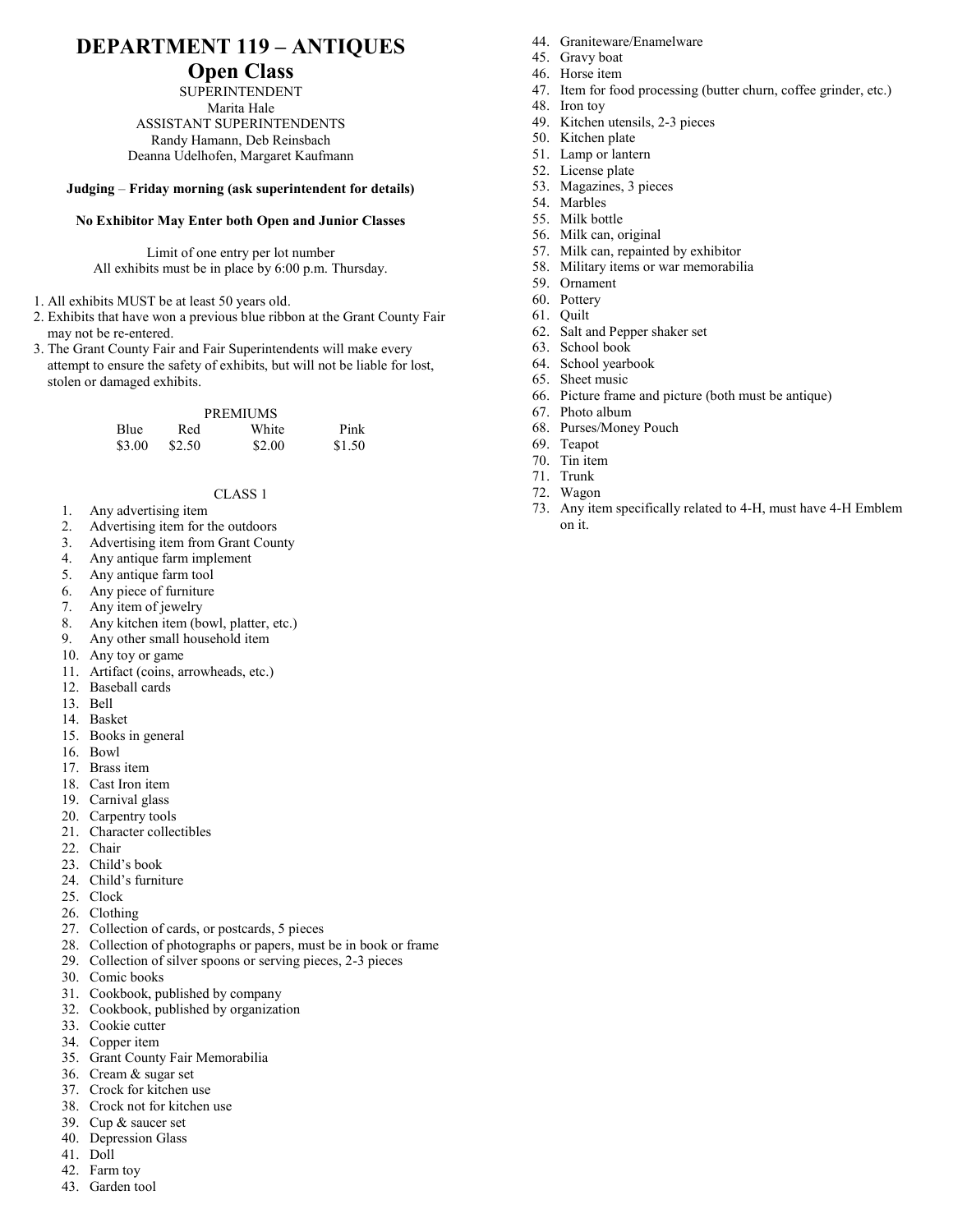# DEPARTMENT 119 – ANTIQUES

## Open Class

SUPERINTENDENT
Marita Hale
ASSISTANT SUPERINTENDENTS
Randy Hamann, Deb Reinsbach
Deanna Udelhofen, Margaret Kaufmann

**Judging – Friday morning (ask superintendent for details)**

**No Exhibitor May Enter both Open and Junior Classes**

Limit of one entry per lot number
All exhibits must be in place by 6:00 p.m. Thursday.

1. All exhibits MUST be at least 50 years old.
2. Exhibits that have won a previous blue ribbon at the Grant County Fair may not be re-entered.
3. The Grant County Fair and Fair Superintendents will make every attempt to ensure the safety of exhibits, but will not be liable for lost, stolen or damaged exhibits.

PREMIUMS

| Blue | Red | White | Pink |
|---|---|---|---|
| $3.00 | $2.50 | $2.00 | $1.50 |

CLASS 1

1. Any advertising item
2. Advertising item for the outdoors
3. Advertising item from Grant County
4. Any antique farm implement
5. Any antique farm tool
6. Any piece of furniture
7. Any item of jewelry
8. Any kitchen item (bowl, platter, etc.)
9. Any other small household item
10. Any toy or game
11. Artifact (coins, arrowheads, etc.)
12. Baseball cards
13. Bell
14. Basket
15. Books in general
16. Bowl
17. Brass item
18. Cast Iron item
19. Carnival glass
20. Carpentry tools
21. Character collectibles
22. Chair
23. Child's book
24. Child's furniture
25. Clock
26. Clothing
27. Collection of cards, or postcards, 5 pieces
28. Collection of photographs or papers, must be in book or frame
29. Collection of silver spoons or serving pieces, 2-3 pieces
30. Comic books
31. Cookbook, published by company
32. Cookbook, published by organization
33. Cookie cutter
34. Copper item
35. Grant County Fair Memorabilia
36. Cream & sugar set
37. Crock for kitchen use
38. Crock not for kitchen use
39. Cup & saucer set
40. Depression Glass
41. Doll
42. Farm toy
43. Garden tool
44. Graniteware/Enamelware
45. Gravy boat
46. Horse item
47. Item for food processing (butter churn, coffee grinder, etc.)
48. Iron toy
49. Kitchen utensils, 2-3 pieces
50. Kitchen plate
51. Lamp or lantern
52. License plate
53. Magazines, 3 pieces
54. Marbles
55. Milk bottle
56. Milk can, original
57. Milk can, repainted by exhibitor
58. Military items or war memorabilia
59. Ornament
60. Pottery
61. Quilt
62. Salt and Pepper shaker set
63. School book
64. School yearbook
65. Sheet music
66. Picture frame and picture (both must be antique)
67. Photo album
68. Purses/Money Pouch
69. Teapot
70. Tin item
71. Trunk
72. Wagon
73. Any item specifically related to 4-H, must have 4-H Emblem on it.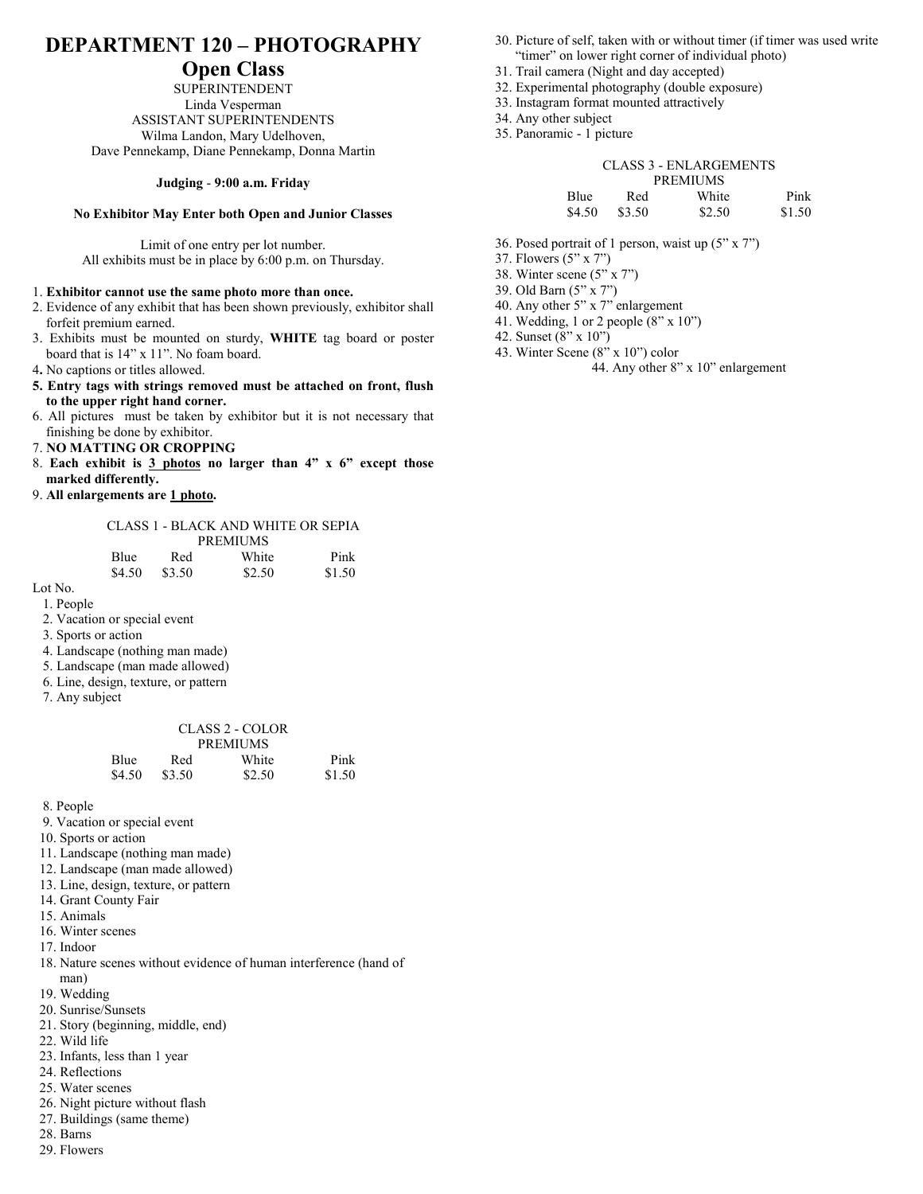# DEPARTMENT 120 – PHOTOGRAPHY

## Open Class

SUPERINTENDENT
Linda Vesperman
ASSISTANT SUPERINTENDENTS
Wilma Landon, Mary Udelhoven,
Dave Pennekamp, Diane Pennekamp, Donna Martin

**Judging - 9:00 a.m. Friday**

**No Exhibitor May Enter both Open and Junior Classes**

Limit of one entry per lot number.
All exhibits must be in place by 6:00 p.m. on Thursday.

1. **Exhibitor cannot use the same photo more than once.**
2. Evidence of any exhibit that has been shown previously, exhibitor shall forfeit premium earned.
3. Exhibits must be mounted on sturdy, **WHITE** tag board or poster board that is 14" x 11". No foam board.
4. No captions or titles allowed.
5. **Entry tags with strings removed must be attached on front, flush to the upper right hand corner.**
6. All pictures must be taken by exhibitor but it is not necessary that finishing be done by exhibitor.
7. **NO MATTING OR CROPPING**
8. **Each exhibit is <u>3 photos</u> no larger than 4" x 6" except those marked differently.**
9. **All enlargements are <u>1 photo</u>.**

CLASS 1 - BLACK AND WHITE OR SEPIA
PREMIUMS

| Blue | Red | White | Pink |
|---|---|---|---|
| $4.50 | $3.50 | $2.50 | $1.50 |

Lot No.
1. People
2. Vacation or special event
3. Sports or action
4. Landscape (nothing man made)
5. Landscape (man made allowed)
6. Line, design, texture, or pattern
7. Any subject

CLASS 2 - COLOR
PREMIUMS

| Blue | Red | White | Pink |
|---|---|---|---|
| $4.50 | $3.50 | $2.50 | $1.50 |

8. People
9. Vacation or special event
10. Sports or action
11. Landscape (nothing man made)
12. Landscape (man made allowed)
13. Line, design, texture, or pattern
14. Grant County Fair
15. Animals
16. Winter scenes
17. Indoor
18. Nature scenes without evidence of human interference (hand of man)
19. Wedding
20. Sunrise/Sunsets
21. Story (beginning, middle, end)
22. Wild life
23. Infants, less than 1 year
24. Reflections
25. Water scenes
26. Night picture without flash
27. Buildings (same theme)
28. Barns
29. Flowers
30. Picture of self, taken with or without timer (if timer was used write "timer" on lower right corner of individual photo)
31. Trail camera (Night and day accepted)
32. Experimental photography (double exposure)
33. Instagram format mounted attractively
34. Any other subject
35. Panoramic - 1 picture

CLASS 3 - ENLARGEMENTS
PREMIUMS

| Blue | Red | White | Pink |
|---|---|---|---|
| $4.50 | $3.50 | $2.50 | $1.50 |

36. Posed portrait of 1 person, waist up (5" x 7")
37. Flowers (5" x 7")
38. Winter scene (5" x 7")
39. Old Barn (5" x 7")
40. Any other 5" x 7" enlargement
41. Wedding, 1 or 2 people (8" x 10")
42. Sunset (8" x 10")
43. Winter Scene (8" x 10") color
44. Any other 8" x 10" enlargement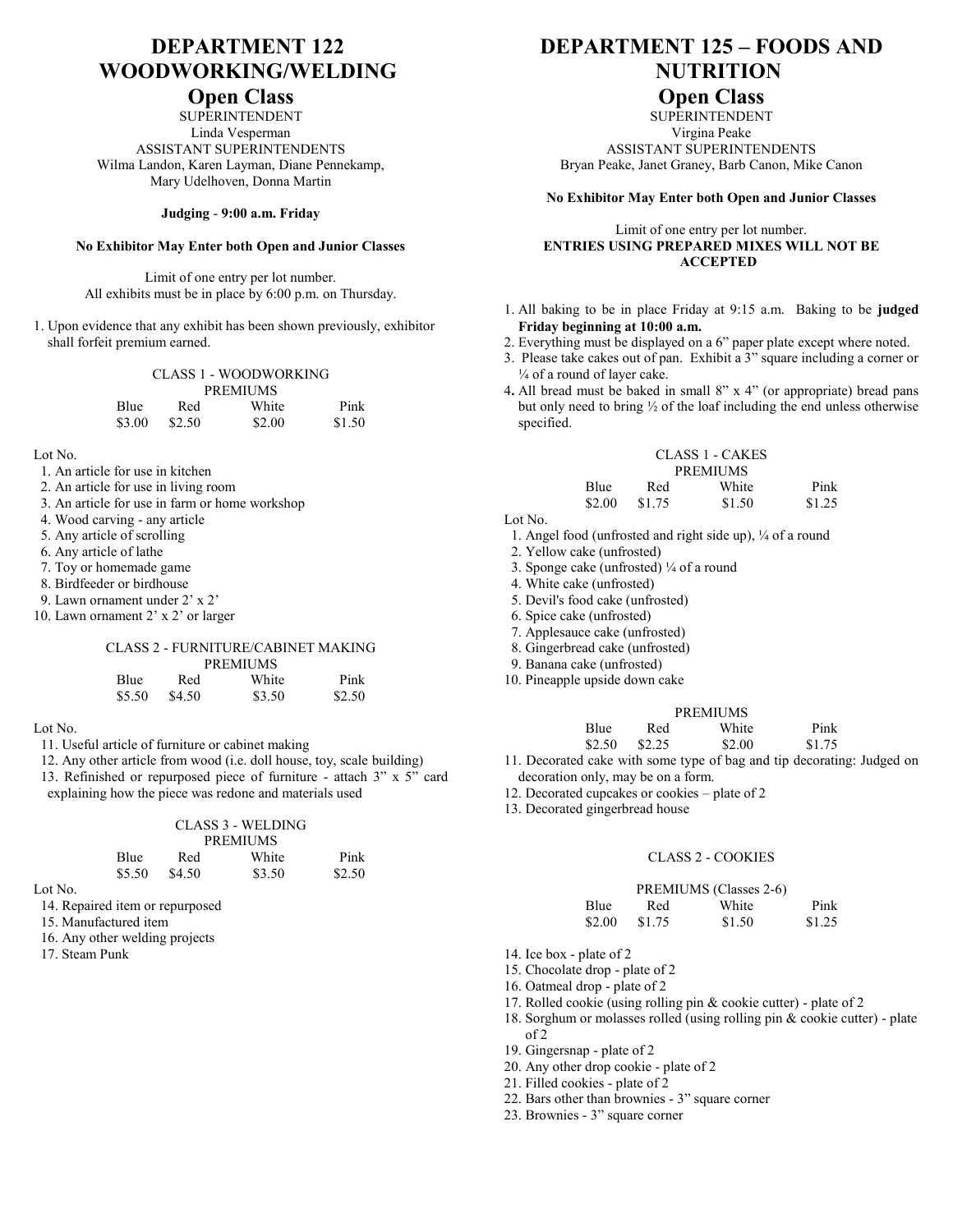# DEPARTMENT 122 WOODWORKING/WELDING

## Open Class

SUPERINTENDENT
Linda Vesperman
ASSISTANT SUPERINTENDENTS
Wilma Landon, Karen Layman, Diane Pennekamp, Mary Udelhoven, Donna Martin

**Judging - 9:00 a.m. Friday**

**No Exhibitor May Enter both Open and Junior Classes**

Limit of one entry per lot number.
All exhibits must be in place by 6:00 p.m. on Thursday.

1. Upon evidence that any exhibit has been shown previously, exhibitor shall forfeit premium earned.

### CLASS 1 - WOODWORKING

PREMIUMS

| Blue | Red | White | Pink |
|---|---|---|---|
| $3.00 | $2.50 | $2.00 | $1.50 |

Lot No.
1. An article for use in kitchen
2. An article for use in living room
3. An article for use in farm or home workshop
4. Wood carving - any article
5. Any article of scrolling
6. Any article of lathe
7. Toy or homemade game
8. Birdfeeder or birdhouse
9. Lawn ornament under 2' x 2'
10. Lawn ornament 2' x 2' or larger

### CLASS 2 - FURNITURE/CABINET MAKING

PREMIUMS

| Blue | Red | White | Pink |
|---|---|---|---|
| $5.50 | $4.50 | $3.50 | $2.50 |

Lot No.
11. Useful article of furniture or cabinet making
12. Any other article from wood (i.e. doll house, toy, scale building)
13. Refinished or repurposed piece of furniture - attach 3" x 5" card explaining how the piece was redone and materials used

### CLASS 3 - WELDING

PREMIUMS

| Blue | Red | White | Pink |
|---|---|---|---|
| $5.50 | $4.50 | $3.50 | $2.50 |

Lot No.
14. Repaired item or repurposed
15. Manufactured item
16. Any other welding projects
17. Steam Punk

# DEPARTMENT 125 – FOODS AND NUTRITION

## Open Class

SUPERINTENDENT
Virgina Peake
ASSISTANT SUPERINTENDENTS
Bryan Peake, Janet Graney, Barb Canon, Mike Canon

**No Exhibitor May Enter both Open and Junior Classes**

Limit of one entry per lot number.
**ENTRIES USING PREPARED MIXES WILL NOT BE ACCEPTED**

1. All baking to be in place Friday at 9:15 a.m. Baking to be **judged Friday beginning at 10:00 a.m.**
2. Everything must be displayed on a 6" paper plate except where noted.
3. Please take cakes out of pan. Exhibit a 3" square including a corner or ¼ of a round of layer cake.
4. All bread must be baked in small 8" x 4" (or appropriate) bread pans but only need to bring ½ of the loaf including the end unless otherwise specified.

### CLASS 1 - CAKES

PREMIUMS

| Blue | Red | White | Pink |
|---|---|---|---|
| $2.00 | $1.75 | $1.50 | $1.25 |

Lot No.
1. Angel food (unfrosted and right side up), ¼ of a round
2. Yellow cake (unfrosted)
3. Sponge cake (unfrosted) ¼ of a round
4. White cake (unfrosted)
5. Devil's food cake (unfrosted)
6. Spice cake (unfrosted)
7. Applesauce cake (unfrosted)
8. Gingerbread cake (unfrosted)
9. Banana cake (unfrosted)
10. Pineapple upside down cake

PREMIUMS

| Blue | Red | White | Pink |
|---|---|---|---|
| $2.50 | $2.25 | $2.00 | $1.75 |

11. Decorated cake with some type of bag and tip decorating: Judged on decoration only, may be on a form.
12. Decorated cupcakes or cookies – plate of 2
13. Decorated gingerbread house

### CLASS 2 - COOKIES

PREMIUMS (Classes 2-6)

| Blue | Red | White | Pink |
|---|---|---|---|
| $2.00 | $1.75 | $1.50 | $1.25 |

14. Ice box - plate of 2
15. Chocolate drop - plate of 2
16. Oatmeal drop - plate of 2
17. Rolled cookie (using rolling pin & cookie cutter) - plate of 2
18. Sorghum or molasses rolled (using rolling pin & cookie cutter) - plate of 2
19. Gingersnap - plate of 2
20. Any other drop cookie - plate of 2
21. Filled cookies - plate of 2
22. Bars other than brownies - 3" square corner
23. Brownies - 3" square corner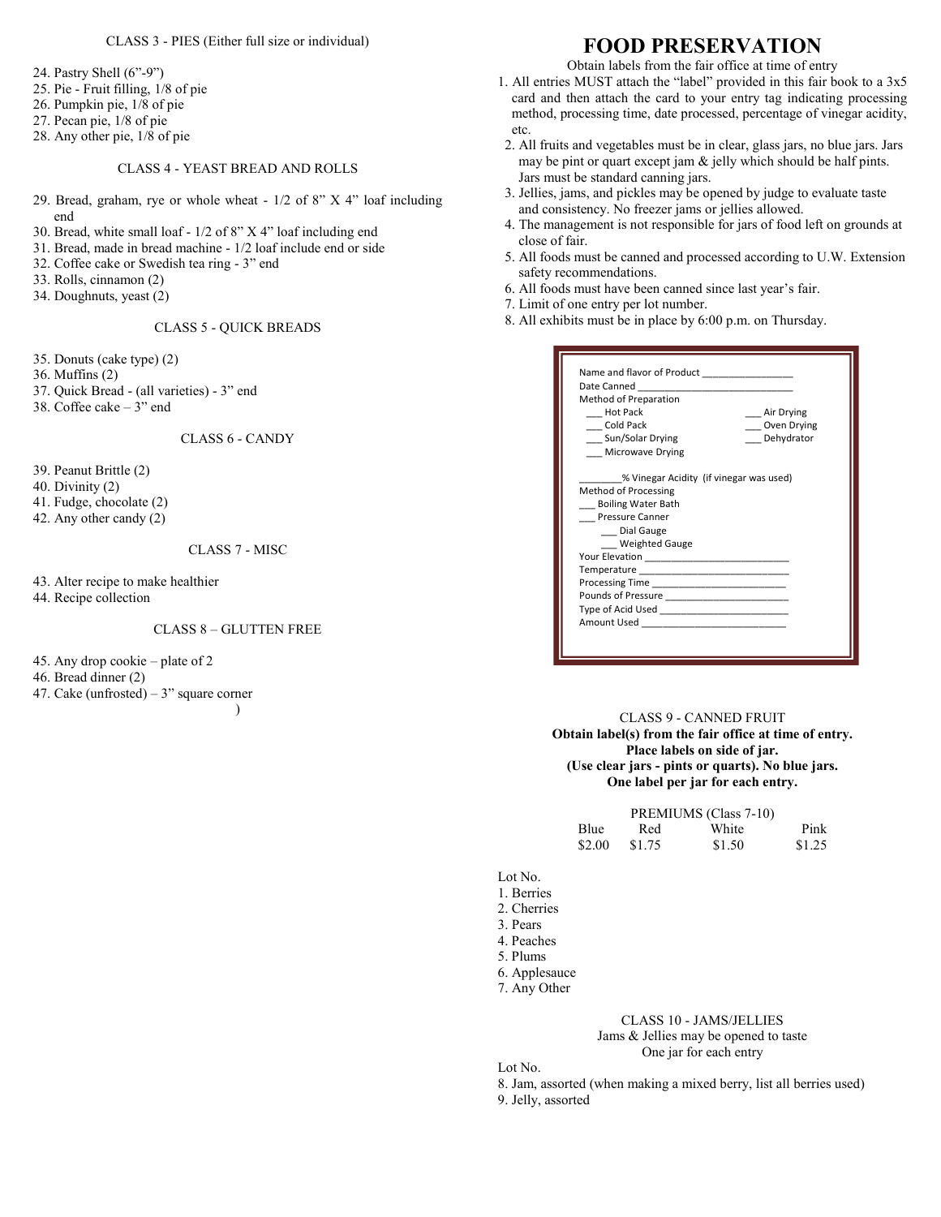CLASS 3 - PIES (Either full size or individual)

24. Pastry Shell (6"-9")
25. Pie - Fruit filling, 1/8 of pie
26. Pumpkin pie, 1/8 of pie
27. Pecan pie, 1/8 of pie
28. Any other pie, 1/8 of pie

CLASS 4 - YEAST BREAD AND ROLLS

29. Bread, graham, rye or whole wheat - 1/2 of 8" X 4" loaf including end
30. Bread, white small loaf - 1/2 of 8" X 4" loaf including end
31. Bread, made in bread machine - 1/2 loaf include end or side
32. Coffee cake or Swedish tea ring - 3" end
33. Rolls, cinnamon (2)
34. Doughnuts, yeast (2)

CLASS 5 - QUICK BREADS

35. Donuts (cake type) (2)
36. Muffins (2)
37. Quick Bread - (all varieties) - 3" end
38. Coffee cake – 3" end

CLASS 6 - CANDY

39. Peanut Brittle (2)
40. Divinity (2)
41. Fudge, chocolate (2)
42. Any other candy (2)

CLASS 7 - MISC

43. Alter recipe to make healthier
44. Recipe collection

CLASS 8 – GLUTTEN FREE

45. Any drop cookie – plate of 2
46. Bread dinner (2)
47. Cake (unfrosted) – 3" square corner

)

# FOOD PRESERVATION

Obtain labels from the fair office at time of entry

1. All entries MUST attach the "label" provided in this fair book to a 3x5 card and then attach the card to your entry tag indicating processing method, processing time, date processed, percentage of vinegar acidity, etc.
2. All fruits and vegetables must be in clear, glass jars, no blue jars. Jars may be pint or quart except jam & jelly which should be half pints. Jars must be standard canning jars.
3. Jellies, jams, and pickles may be opened by judge to evaluate taste and consistency. No freezer jams or jellies allowed.
4. The management is not responsible for jars of food left on grounds at close of fair.
5. All foods must be canned and processed according to U.W. Extension safety recommendations.
6. All foods must have been canned since last year's fair.
7. Limit of one entry per lot number.
8. All exhibits must be in place by 6:00 p.m. on Thursday.

Name and flavor of Product ________________
Date Canned ____________________________
Method of Preparation
___ Hot Pack ___ Air Drying
___ Cold Pack ___ Oven Drying
___ Sun/Solar Drying ___ Dehydrator
___ Microwave Drying

________% Vinegar Acidity (if vinegar was used)
Method of Processing
___ Boiling Water Bath
___ Pressure Canner
___ Dial Gauge
___ Weighted Gauge
Your Elevation __________________________
Temperature ___________________________
Processing Time ________________________
Pounds of Pressure ______________________
Type of Acid Used _______________________
Amount Used ___________________________

CLASS 9 - CANNED FRUIT

**Obtain label(s) from the fair office at time of entry.**
**Place labels on side of jar.**
**(Use clear jars - pints or quarts). No blue jars.**
**One label per jar for each entry.**

PREMIUMS (Class 7-10)

| Blue | Red | White | Pink |
|---|---|---|---|
| $2.00 | $1.75 | $1.50 | $1.25 |

Lot No.
1. Berries
2. Cherries
3. Pears
4. Peaches
5. Plums
6. Applesauce
7. Any Other

CLASS 10 - JAMS/JELLIES

Jams & Jellies may be opened to taste
One jar for each entry

Lot No.
8. Jam, assorted (when making a mixed berry, list all berries used)
9. Jelly, assorted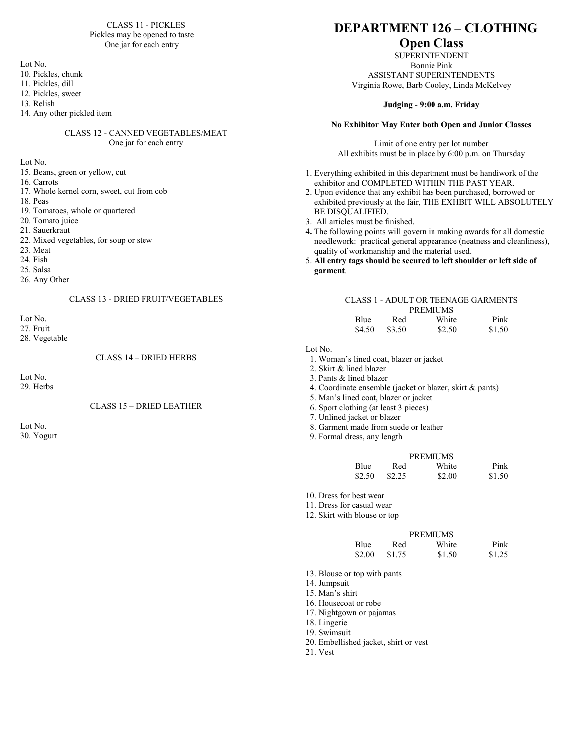CLASS 11 - PICKLES
Pickles may be opened to taste
One jar for each entry

Lot No.
10. Pickles, chunk
11. Pickles, dill
12. Pickles, sweet
13. Relish
14. Any other pickled item

CLASS 12 - CANNED VEGETABLES/MEAT
One jar for each entry

Lot No.
15. Beans, green or yellow, cut
16. Carrots
17. Whole kernel corn, sweet, cut from cob
18. Peas
19. Tomatoes, whole or quartered
20. Tomato juice
21. Sauerkraut
22. Mixed vegetables, for soup or stew
23. Meat
24. Fish
25. Salsa
26. Any Other

CLASS 13 - DRIED FRUIT/VEGETABLES

Lot No.
27. Fruit
28. Vegetable

CLASS 14 – DRIED HERBS

Lot No.
29. Herbs

CLASS 15 – DRIED LEATHER

Lot No.
30. Yogurt

# DEPARTMENT 126 – CLOTHING

## Open Class

SUPERINTENDENT
Bonnie Pink
ASSISTANT SUPERINTENDENTS
Virginia Rowe, Barb Cooley, Linda McKelvey

**Judging - 9:00 a.m. Friday**

**No Exhibitor May Enter both Open and Junior Classes**

Limit of one entry per lot number
All exhibits must be in place by 6:00 p.m. on Thursday

1. Everything exhibited in this department must be handiwork of the exhibitor and COMPLETED WITHIN THE PAST YEAR.
2. Upon evidence that any exhibit has been purchased, borrowed or exhibited previously at the fair, THE EXHBIT WILL ABSOLUTELY BE DISQUALIFIED.
3. All articles must be finished.
4. The following points will govern in making awards for all domestic needlework: practical general appearance (neatness and cleanliness), quality of workmanship and the material used.
5. **All entry tags should be secured to left shoulder or left side of garment**.

CLASS 1 - ADULT OR TEENAGE GARMENTS

PREMIUMS

| Blue | Red | White | Pink |
|---|---|---|---|
| $4.50 | $3.50 | $2.50 | $1.50 |

Lot No.
1. Woman's lined coat, blazer or jacket
2. Skirt & lined blazer
3. Pants & lined blazer
4. Coordinate ensemble (jacket or blazer, skirt & pants)
5. Man's lined coat, blazer or jacket
6. Sport clothing (at least 3 pieces)
7. Unlined jacket or blazer
8. Garment made from suede or leather
9. Formal dress, any length

PREMIUMS

| Blue | Red | White | Pink |
|---|---|---|---|
| $2.50 | $2.25 | $2.00 | $1.50 |

10. Dress for best wear
11. Dress for casual wear
12. Skirt with blouse or top

PREMIUMS

| Blue | Red | White | Pink |
|---|---|---|---|
| $2.00 | $1.75 | $1.50 | $1.25 |

13. Blouse or top with pants
14. Jumpsuit
15. Man's shirt
16. Housecoat or robe
17. Nightgown or pajamas
18. Lingerie
19. Swimsuit
20. Embellished jacket, shirt or vest
21. Vest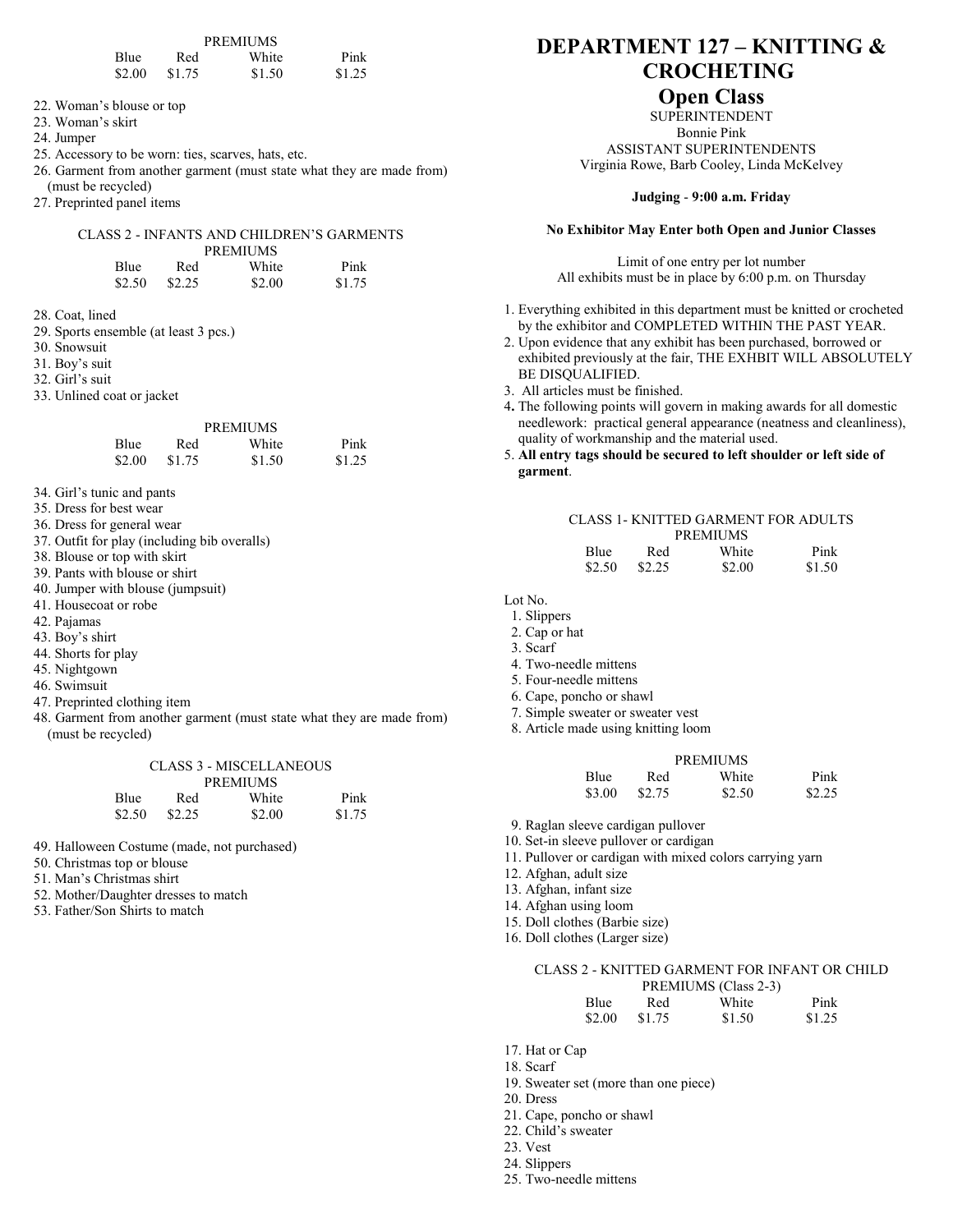| PREMIUMS | | | |
|---|---|---|---|
| Blue | Red | White | Pink |
| $2.00 | $1.75 | $1.50 | $1.25 |

22. Woman's blouse or top
23. Woman's skirt
24. Jumper
25. Accessory to be worn: ties, scarves, hats, etc.
26. Garment from another garment (must state what they are made from) (must be recycled)
27. Preprinted panel items

CLASS 2 - INFANTS AND CHILDREN'S GARMENTS

| PREMIUMS | | | |
|---|---|---|---|
| Blue | Red | White | Pink |
| $2.50 | $2.25 | $2.00 | $1.75 |

28. Coat, lined
29. Sports ensemble (at least 3 pcs.)
30. Snowsuit
31. Boy's suit
32. Girl's suit
33. Unlined coat or jacket

| PREMIUMS | | | |
|---|---|---|---|
| Blue | Red | White | Pink |
| $2.00 | $1.75 | $1.50 | $1.25 |

34. Girl's tunic and pants
35. Dress for best wear
36. Dress for general wear
37. Outfit for play (including bib overalls)
38. Blouse or top with skirt
39. Pants with blouse or shirt
40. Jumper with blouse (jumpsuit)
41. Housecoat or robe
42. Pajamas
43. Boy's shirt
44. Shorts for play
45. Nightgown
46. Swimsuit
47. Preprinted clothing item
48. Garment from another garment (must state what they are made from) (must be recycled)

CLASS 3 - MISCELLANEOUS

| PREMIUMS | | | |
|---|---|---|---|
| Blue | Red | White | Pink |
| $2.50 | $2.25 | $2.00 | $1.75 |

49. Halloween Costume (made, not purchased)
50. Christmas top or blouse
51. Man's Christmas shirt
52. Mother/Daughter dresses to match
53. Father/Son Shirts to match

# DEPARTMENT 127 – KNITTING & CROCHETING

## Open Class

SUPERINTENDENT
Bonnie Pink
ASSISTANT SUPERINTENDENTS
Virginia Rowe, Barb Cooley, Linda McKelvey

**Judging - 9:00 a.m. Friday**

**No Exhibitor May Enter both Open and Junior Classes**

Limit of one entry per lot number
All exhibits must be in place by 6:00 p.m. on Thursday

1. Everything exhibited in this department must be knitted or crocheted by the exhibitor and COMPLETED WITHIN THE PAST YEAR.
2. Upon evidence that any exhibit has been purchased, borrowed or exhibited previously at the fair, THE EXHBIT WILL ABSOLUTELY BE DISQUALIFIED.
3. All articles must be finished.
4. The following points will govern in making awards for all domestic needlework: practical general appearance (neatness and cleanliness), quality of workmanship and the material used.
5. **All entry tags should be secured to left shoulder or left side of garment**.

CLASS 1- KNITTED GARMENT FOR ADULTS

| PREMIUMS | | | |
|---|---|---|---|
| Blue | Red | White | Pink |
| $2.50 | $2.25 | $2.00 | $1.50 |

Lot No.

1. Slippers
2. Cap or hat
3. Scarf
4. Two-needle mittens
5. Four-needle mittens
6. Cape, poncho or shawl
7. Simple sweater or sweater vest
8. Article made using knitting loom

| PREMIUMS | | | |
|---|---|---|---|
| Blue | Red | White | Pink |
| $3.00 | $2.75 | $2.50 | $2.25 |

9. Raglan sleeve cardigan pullover
10. Set-in sleeve pullover or cardigan
11. Pullover or cardigan with mixed colors carrying yarn
12. Afghan, adult size
13. Afghan, infant size
14. Afghan using loom
15. Doll clothes (Barbie size)
16. Doll clothes (Larger size)

CLASS 2 - KNITTED GARMENT FOR INFANT OR CHILD

| PREMIUMS (Class 2-3) | | | |
|---|---|---|---|
| Blue | Red | White | Pink |
| $2.00 | $1.75 | $1.50 | $1.25 |

17. Hat or Cap
18. Scarf
19. Sweater set (more than one piece)
20. Dress
21. Cape, poncho or shawl
22. Child's sweater
23. Vest
24. Slippers
25. Two-needle mittens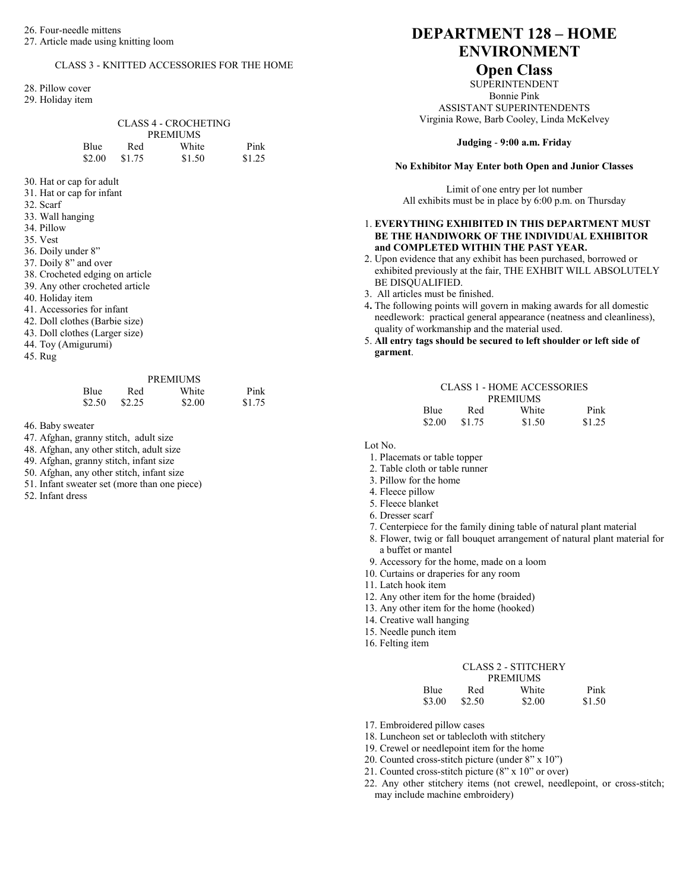26. Four-needle mittens
27. Article made using knitting loom

CLASS 3 - KNITTED ACCESSORIES FOR THE HOME

28. Pillow cover
29. Holiday item

CLASS 4 - CROCHETING

PREMIUMS

| Blue | Red | White | Pink |
|---|---|---|---|
| $2.00 | $1.75 | $1.50 | $1.25 |

30. Hat or cap for adult
31. Hat or cap for infant
32. Scarf
33. Wall hanging
34. Pillow
35. Vest
36. Doily under 8”
37. Doily 8” and over
38. Crocheted edging on article
39. Any other crocheted article
40. Holiday item
41. Accessories for infant
42. Doll clothes (Barbie size)
43. Doll clothes (Larger size)
44. Toy (Amigurumi)
45. Rug

PREMIUMS

| Blue | Red | White | Pink |
|---|---|---|---|
| $2.50 | $2.25 | $2.00 | $1.75 |

46. Baby sweater
47. Afghan, granny stitch, adult size
48. Afghan, any other stitch, adult size
49. Afghan, granny stitch, infant size
50. Afghan, any other stitch, infant size
51. Infant sweater set (more than one piece)
52. Infant dress

# DEPARTMENT 128 – HOME ENVIRONMENT

## Open Class

SUPERINTENDENT
Bonnie Pink
ASSISTANT SUPERINTENDENTS
Virginia Rowe, Barb Cooley, Linda McKelvey

**Judging - 9:00 a.m. Friday**

**No Exhibitor May Enter both Open and Junior Classes**

Limit of one entry per lot number
All exhibits must be in place by 6:00 p.m. on Thursday

1. **EVERYTHING EXHIBITED IN THIS DEPARTMENT MUST BE THE HANDIWORK OF THE INDIVIDUAL EXHIBITOR and COMPLETED WITHIN THE PAST YEAR.**
2. Upon evidence that any exhibit has been purchased, borrowed or exhibited previously at the fair, THE EXHBIT WILL ABSOLUTELY BE DISQUALIFIED.
3. All articles must be finished.
4. The following points will govern in making awards for all domestic needlework: practical general appearance (neatness and cleanliness), quality of workmanship and the material used.
5. **All entry tags should be secured to left shoulder or left side of garment**.

CLASS 1 - HOME ACCESSORIES

PREMIUMS

| Blue | Red | White | Pink |
|---|---|---|---|
| $2.00 | $1.75 | $1.50 | $1.25 |

Lot No.

1. Placemats or table topper
2. Table cloth or table runner
3. Pillow for the home
4. Fleece pillow
5. Fleece blanket
6. Dresser scarf
7. Centerpiece for the family dining table of natural plant material
8. Flower, twig or fall bouquet arrangement of natural plant material for a buffet or mantel
9. Accessory for the home, made on a loom
10. Curtains or draperies for any room
11. Latch hook item
12. Any other item for the home (braided)
13. Any other item for the home (hooked)
14. Creative wall hanging
15. Needle punch item
16. Felting item

CLASS 2 - STITCHERY

PREMIUMS

| Blue | Red | White | Pink |
|---|---|---|---|
| $3.00 | $2.50 | $2.00 | $1.50 |

17. Embroidered pillow cases
18. Luncheon set or tablecloth with stitchery
19. Crewel or needlepoint item for the home
20. Counted cross-stitch picture (under 8” x 10”)
21. Counted cross-stitch picture (8” x 10” or over)
22. Any other stitchery items (not crewel, needlepoint, or cross-stitch; may include machine embroidery)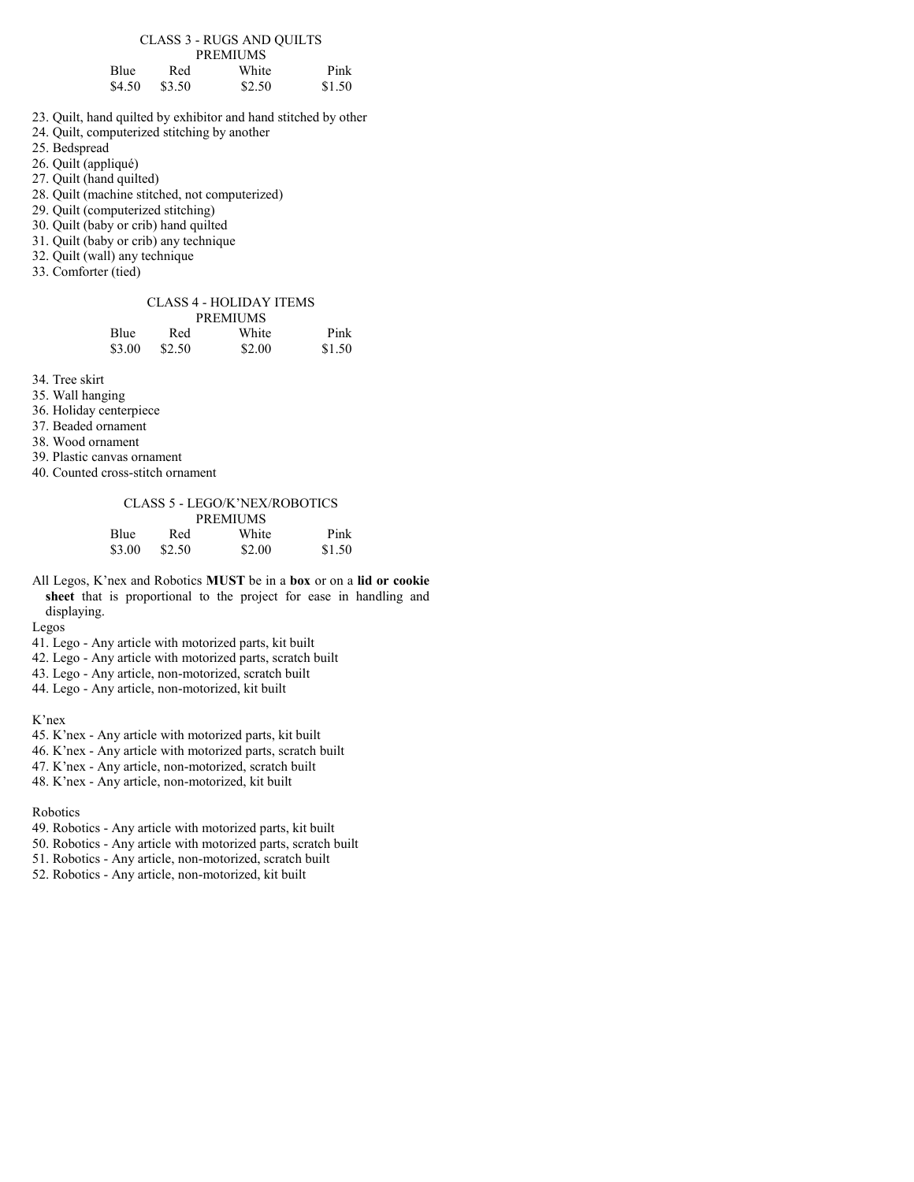### CLASS 3 - RUGS AND QUILTS

PREMIUMS

| Blue | Red | White | Pink |
|---|---|---|---|
| $4.50 | $3.50 | $2.50 | $1.50 |

23. Quilt, hand quilted by exhibitor and hand stitched by other
24. Quilt, computerized stitching by another
25. Bedspread
26. Quilt (appliqué)
27. Quilt (hand quilted)
28. Quilt (machine stitched, not computerized)
29. Quilt (computerized stitching)
30. Quilt (baby or crib) hand quilted
31. Quilt (baby or crib) any technique
32. Quilt (wall) any technique
33. Comforter (tied)

### CLASS 4 - HOLIDAY ITEMS

PREMIUMS

| Blue | Red | White | Pink |
|---|---|---|---|
| $3.00 | $2.50 | $2.00 | $1.50 |

34. Tree skirt
35. Wall hanging
36. Holiday centerpiece
37. Beaded ornament
38. Wood ornament
39. Plastic canvas ornament
40. Counted cross-stitch ornament

### CLASS 5 - LEGO/K'NEX/ROBOTICS

PREMIUMS

| Blue | Red | White | Pink |
|---|---|---|---|
| $3.00 | $2.50 | $2.00 | $1.50 |

All Legos, K'nex and Robotics **MUST** be in a **box** or on a **lid or cookie sheet** that is proportional to the project for ease in handling and displaying.

Legos

41. Lego - Any article with motorized parts, kit built
42. Lego - Any article with motorized parts, scratch built
43. Lego - Any article, non-motorized, scratch built
44. Lego - Any article, non-motorized, kit built

K'nex

45. K'nex - Any article with motorized parts, kit built
46. K'nex - Any article with motorized parts, scratch built
47. K'nex - Any article, non-motorized, scratch built
48. K'nex - Any article, non-motorized, kit built

Robotics

49. Robotics - Any article with motorized parts, kit built
50. Robotics - Any article with motorized parts, scratch built
51. Robotics - Any article, non-motorized, scratch built
52. Robotics - Any article, non-motorized, kit built